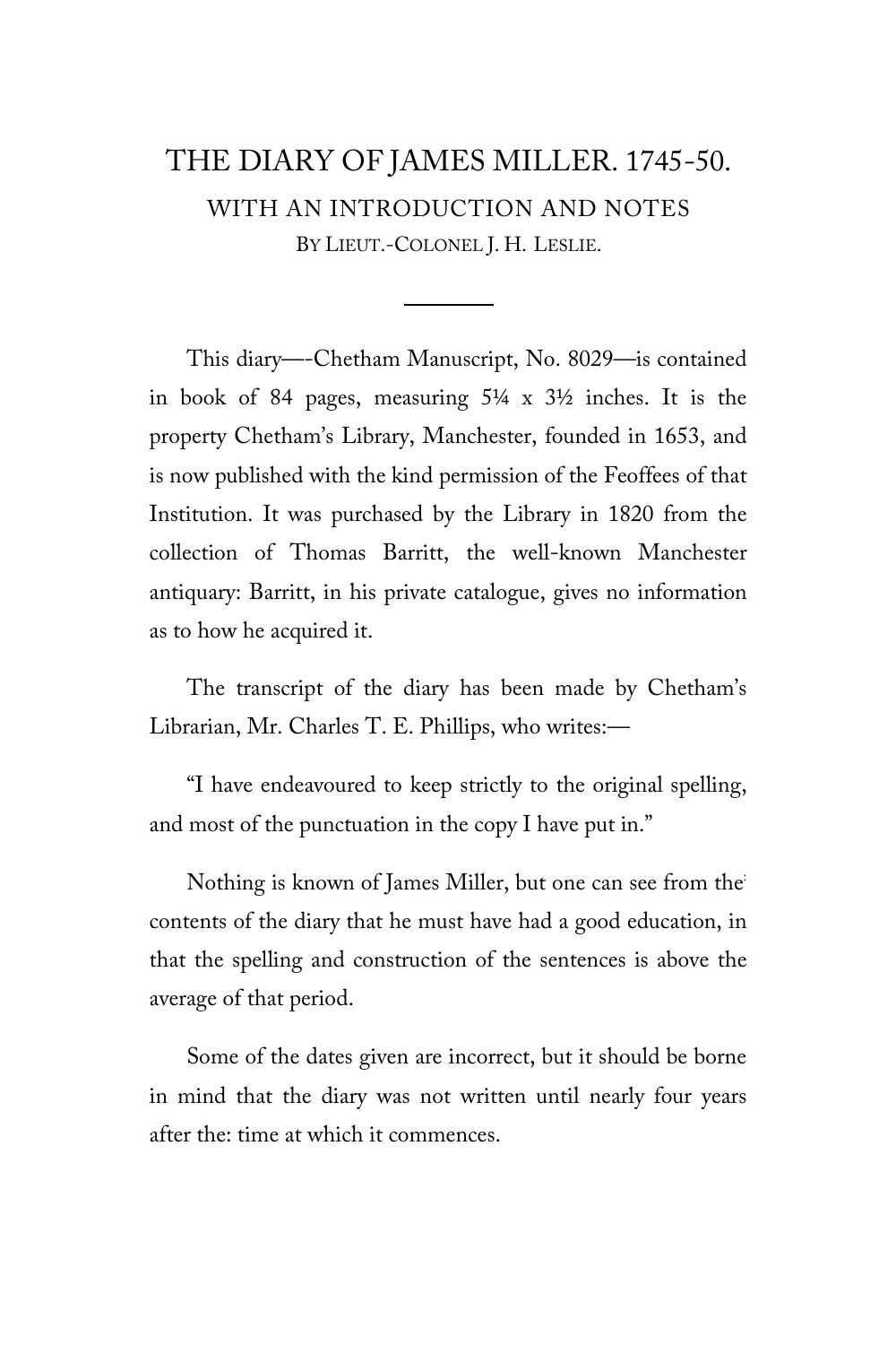# THE DIARY OF JAMES MILLER. 1745-50.

### WITH AN INTRODUCTION AND NOTES

BY LIEUT.-COLONEL J. H. LESLIE.

---

This diary—-Chetham Manuscript, No. 8029—is contained in book of 84 pages, measuring 5¼ x 3½ inches. It is the property Chetham's Library, Manchester, founded in 1653, and is now published with the kind permission of the Feoffees of that Institution. It was purchased by the Library in 1820 from the collection of Thomas Barritt, the well-known Manchester antiquary: Barritt, in his private catalogue, gives no information as to how he acquired it.

The transcript of the diary has been made by Chetham's Librarian, Mr. Charles T. E. Phillips, who writes:—

"I have endeavoured to keep strictly to the original spelling, and most of the punctuation in the copy I have put in."

Nothing is known of James Miller, but one can see from the contents of the diary that he must have had a good education, in that the spelling and construction of the sentences is above the average of that period.

Some of the dates given are incorrect, but it should be borne in mind that the diary was not written until nearly four years after the: time at which it commences.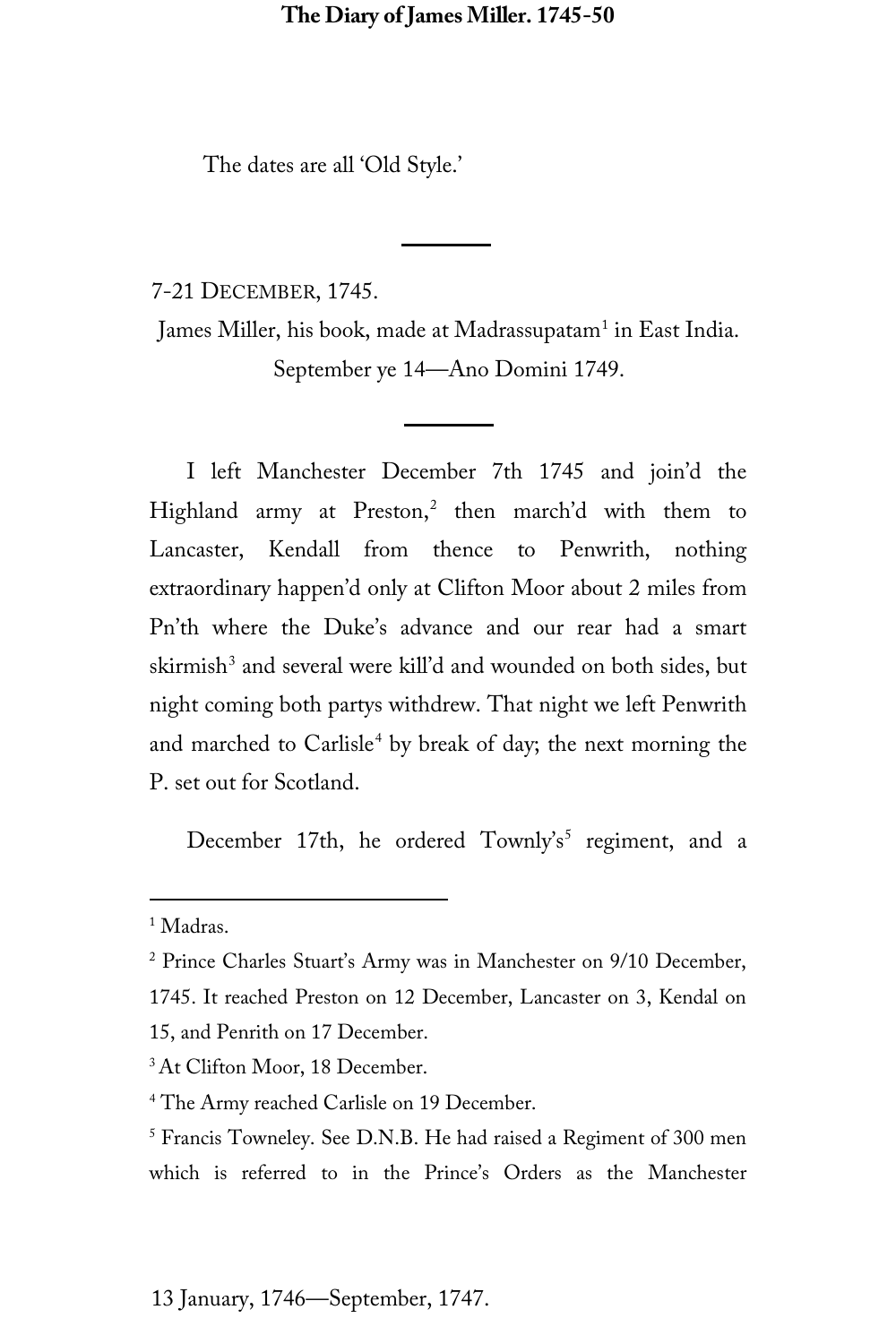The dates are all 'Old Style.'

---

7-21 DECEMBER, 1745.

James Miller, his book, made at Madrassupatam[1] in East India.
September ye 14—Ano Domini 1749.

---

I left Manchester December 7th 1745 and join'd the Highland army at Preston,[2] then march'd with them to Lancaster, Kendall from thence to Penwrith, nothing extraordinary happen'd only at Clifton Moor about 2 miles from Pn'th where the Duke's advance and our rear had a smart skirmish[3] and several were kill'd and wounded on both sides, but night coming both partys withdrew. That night we left Penwrith and marched to Carlisle[4] by break of day; the next morning the P. set out for Scotland.

December 17th, he ordered Townly's[5] regiment, and a

---

[1] Madras.

[2] Prince Charles Stuart's Army was in Manchester on 9/10 December, 1745. It reached Preston on 12 December, Lancaster on 3, Kendal on 15, and Penrith on 17 December.

[3] At Clifton Moor, 18 December.

[4] The Army reached Carlisle on 19 December.

[5] Francis Towneley. See D.N.B. He had raised a Regiment of 300 men which is referred to in the Prince's Orders as the Manchester

13 January, 1746—September, 1747.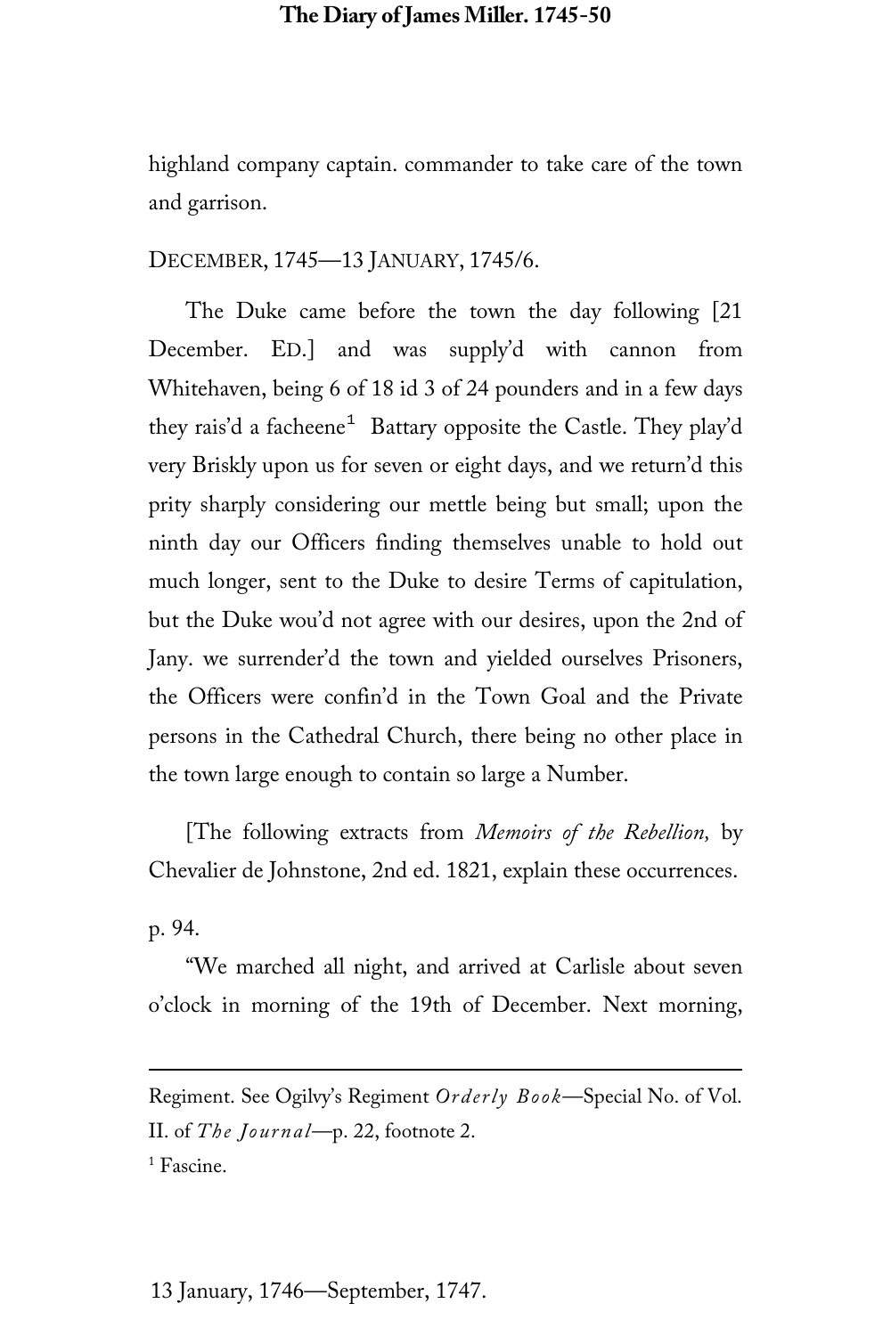highland company captain. commander to take care of the town and garrison.

DECEMBER, 1745—13 JANUARY, 1745/6.

The Duke came before the town the day following [21 December. ED.] and was supply'd with cannon from Whitehaven, being 6 of 18 id 3 of 24 pounders and in a few days they rais'd a facheene[1] Battary opposite the Castle. They play'd very Briskly upon us for seven or eight days, and we return'd this prity sharply considering our mettle being but small; upon the ninth day our Officers finding themselves unable to hold out much longer, sent to the Duke to desire Terms of capitulation, but the Duke wou'd not agree with our desires, upon the 2nd of Jany. we surrender'd the town and yielded ourselves Prisoners, the Officers were confin'd in the Town Goal and the Private persons in the Cathedral Church, there being no other place in the town large enough to contain so large a Number.

[The following extracts from *Memoirs of the Rebellion,* by Chevalier de Johnstone, 2nd ed. 1821, explain these occurrences.

p. 94.

"We marched all night, and arrived at Carlisle about seven o'clock in morning of the 19th of December. Next morning,

---

Regiment. See Ogilvy's Regiment *Orderly Book*—Special No. of Vol. II. of *The Journal*—p. 22, footnote 2.

[1] Fascine.

13 January, 1746—September, 1747.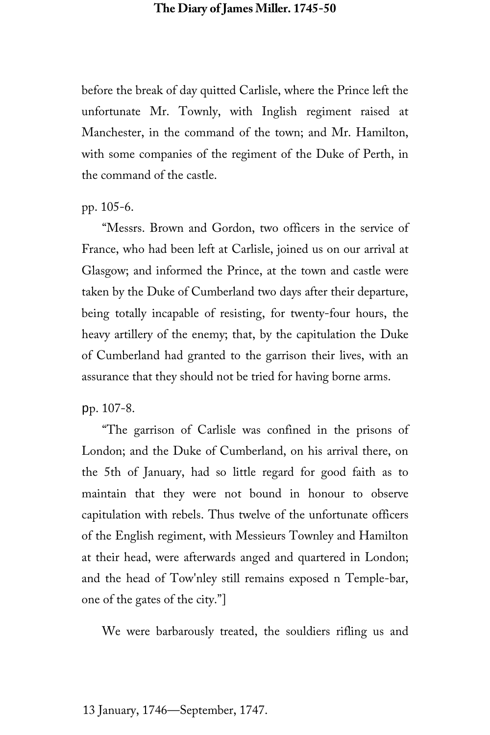before the break of day quitted Carlisle, where the Prince left the unfortunate Mr. Townly, with Inglish regiment raised at Manchester, in the command of the town; and Mr. Hamilton, with some companies of the regiment of the Duke of Perth, in the command of the castle.

pp. 105-6.

"Messrs. Brown and Gordon, two officers in the service of France, who had been left at Carlisle, joined us on our arrival at Glasgow; and informed the Prince, at the town and castle were taken by the Duke of Cumberland two days after their departure, being totally incapable of resisting, for twenty-four hours, the heavy artillery of the enemy; that, by the capitulation the Duke of Cumberland had granted to the garrison their lives, with an assurance that they should not be tried for having borne arms.

pp. 107-8.

"The garrison of Carlisle was confined in the prisons of London; and the Duke of Cumberland, on his arrival there, on the 5th of January, had so little regard for good faith as to maintain that they were not bound in honour to observe capitulation with rebels. Thus twelve of the unfortunate officers of the English regiment, with Messieurs Townley and Hamilton at their head, were afterwards anged and quartered in London; and the head of Tow'nley still remains exposed n Temple-bar, one of the gates of the city."]

We were barbarously treated, the souldiers rifling us and

13 January, 1746—September, 1747.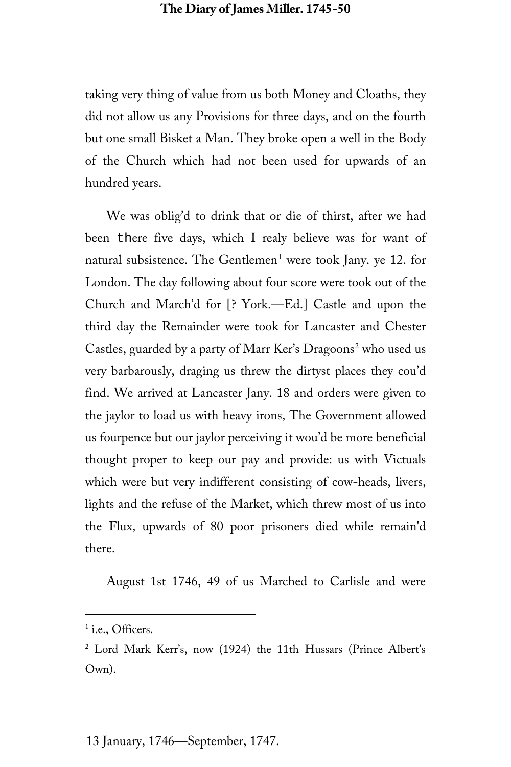taking very thing of value from us both Money and Cloaths, they did not allow us any Provisions for three days, and on the fourth but one small Bisket a Man. They broke open a well in the Body of the Church which had not been used for upwards of an hundred years.

We was oblig'd to drink that or die of thirst, after we had been there five days, which I realy believe was for want of natural subsistence. The Gentlemen[1] were took Jany. ye 12. for London. The day following about four score were took out of the Church and March'd for [? York.—Ed.] Castle and upon the third day the Remainder were took for Lancaster and Chester Castles, guarded by a party of Marr Ker's Dragoons[2] who used us very barbarously, draging us threw the dirtyst places they cou'd find. We arrived at Lancaster Jany. 18 and orders were given to the jaylor to load us with heavy irons, The Government allowed us fourpence but our jaylor perceiving it wou'd be more beneficial thought proper to keep our pay and provide: us with Victuals which were but very indifferent consisting of cow-heads, livers, lights and the refuse of the Market, which threw most of us into the Flux, upwards of 80 poor prisoners died while remain'd there.

August 1st 1746, 49 of us Marched to Carlisle and were

---

[1] i.e., Officers.

[2] Lord Mark Kerr's, now (1924) the 11th Hussars (Prince Albert's Own).

13 January, 1746—September, 1747.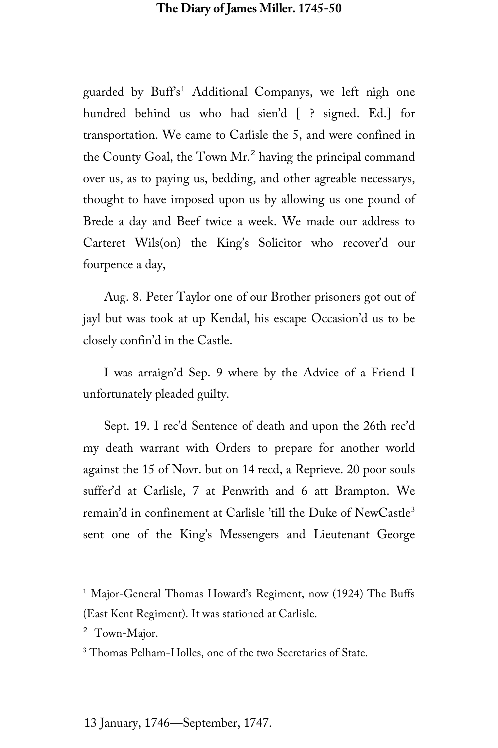guarded by Buff's[1] Additional Companys, we left nigh one hundred behind us who had sien'd [ ? signed. Ed.] for transportation. We came to Carlisle the 5, and were confined in the County Goal, the Town Mr.[2] having the principal command over us, as to paying us, bedding, and other agreable necessarys, thought to have imposed upon us by allowing us one pound of Brede a day and Beef twice a week. We made our address to Carteret Wils(on) the King's Solicitor who recover'd our fourpence a day,

Aug. 8. Peter Taylor one of our Brother prisoners got out of jayl but was took at up Kendal, his escape Occasion'd us to be closely confin'd in the Castle.

I was arraign'd Sep. 9 where by the Advice of a Friend I unfortunately pleaded guilty.

Sept. 19. I rec'd Sentence of death and upon the 26th rec'd my death warrant with Orders to prepare for another world against the 15 of Novr. but on 14 recd, a Reprieve. 20 poor souls suffer'd at Carlisle, 7 at Penwrith and 6 att Brampton. We remain'd in confinement at Carlisle 'till the Duke of NewCastle[3] sent one of the King's Messengers and Lieutenant George

---

[1] Major-General Thomas Howard's Regiment, now (1924) The Buffs (East Kent Regiment). It was stationed at Carlisle.

[2] Town-Major.

[3] Thomas Pelham-Holles, one of the two Secretaries of State.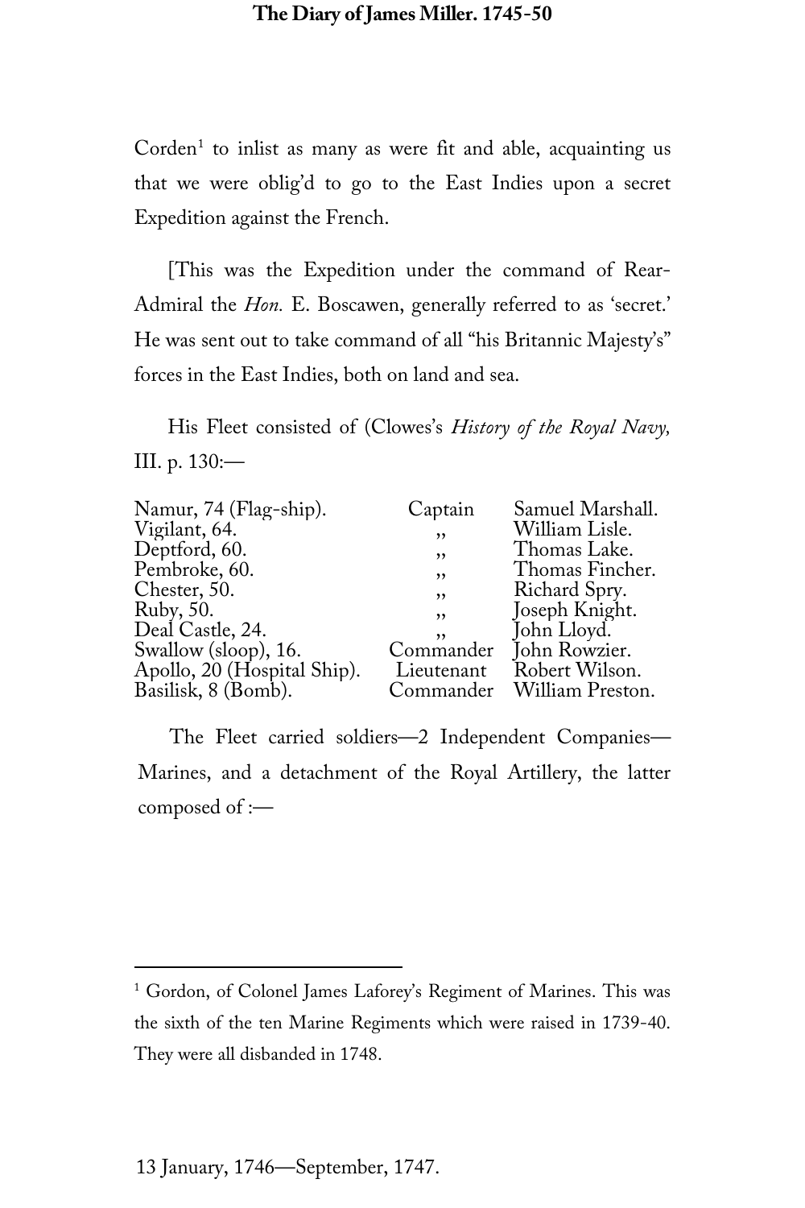Corden[1] to inlist as many as were fit and able, acquainting us that we were oblig'd to go to the East Indies upon a secret Expedition against the French.

[This was the Expedition under the command of Rear-Admiral the *Hon.* E. Boscawen, generally referred to as 'secret.' He was sent out to take command of all "his Britannic Majesty's" forces in the East Indies, both on land and sea.

His Fleet consisted of (Clowes's *History of the Royal Navy,* III. p. 130:—

| | | |
|---|---|---|
| Namur, 74 (Flag-ship). | Captain | Samuel Marshall. |
| Vigilant, 64. | ,, | William Lisle. |
| Deptford, 60. | ,, | Thomas Lake. |
| Pembroke, 60. | ,, | Thomas Fincher. |
| Chester, 50. | ,, | Richard Spry. |
| Ruby, 50. | ,, | Joseph Knight. |
| Deal Castle, 24. | ,, | John Lloyd. |
| Swallow (sloop), 16. | Commander | John Rowzier. |
| Apollo, 20 (Hospital Ship). | Lieutenant | Robert Wilson. |
| Basilisk, 8 (Bomb). | Commander | William Preston. |

The Fleet carried soldiers—2 Independent Companies—Marines, and a detachment of the Royal Artillery, the latter composed of :—

[1] Gordon, of Colonel James Laforey's Regiment of Marines. This was the sixth of the ten Marine Regiments which were raised in 1739-40. They were all disbanded in 1748.

13 January, 1746—September, 1747.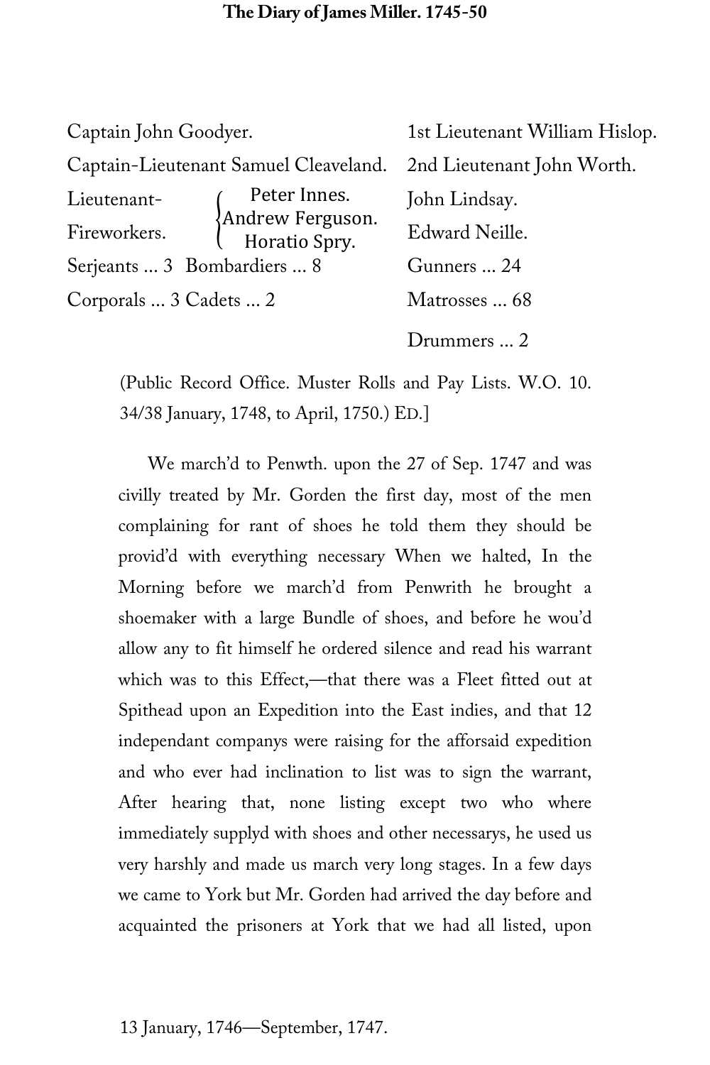| | |
|---|---|
| Captain John Goodyer. | 1st Lieutenant William Hislop. |
| Captain-Lieutenant Samuel Cleaveland. | 2nd Lieutenant John Worth. |
| Lieutenant-Fireworkers. { Peter Innes. Andrew Ferguson. Horatio Spry. | John Lindsay. Edward Neille. |
| Serjeants ... 3 Bombardiers ... 8 | Gunners ... 24 |
| Corporals ... 3 Cadets ... 2 | Matrosses ... 68 |
| | Drummers ... 2 |

(Public Record Office. Muster Rolls and Pay Lists. W.O. 10. 34/38 January, 1748, to April, 1750.) ED.]

We march'd to Penwth. upon the 27 of Sep. 1747 and was civilly treated by Mr. Gorden the first day, most of the men complaining for rant of shoes he told them they should be provid'd with everything necessary When we halted, In the Morning before we march'd from Penwrith he brought a shoemaker with a large Bundle of shoes, and before he wou'd allow any to fit himself he ordered silence and read his warrant which was to this Effect,—that there was a Fleet fitted out at Spithead upon an Expedition into the East indies, and that 12 independant companys were raising for the afforsaid expedition and who ever had inclination to list was to sign the warrant, After hearing that, none listing except two who where immediately supplyd with shoes and other necessarys, he used us very harshly and made us march very long stages. In a few days we came to York but Mr. Gorden had arrived the day before and acquainted the prisoners at York that we had all listed, upon

13 January, 1746—September, 1747.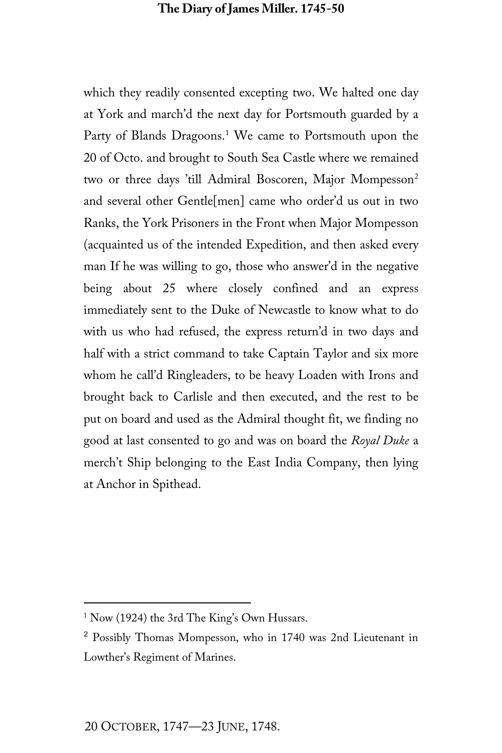which they readily consented excepting two. We halted one day at York and march'd the next day for Portsmouth guarded by a Party of Blands Dragoons.[1] We came to Portsmouth upon the 20 of Octo. and brought to South Sea Castle where we remained two or three days 'till Admiral Boscoren, Major Mompesson[2] and several other Gentle[men] came who order'd us out in two Ranks, the York Prisoners in the Front when Major Mompesson (acquainted us of the intended Expedition, and then asked every man If he was willing to go, those who answer'd in the negative being about 25 where closely confined and an express immediately sent to the Duke of Newcastle to know what to do with us who had refused, the express return'd in two days and half with a strict command to take Captain Taylor and six more whom he call'd Ringleaders, to be heavy Loaden with Irons and brought back to Carlisle and then executed, and the rest to be put on board and used as the Admiral thought fit, we finding no good at last consented to go and was on board the *Royal Duke* a merch't Ship belonging to the East India Company, then lying at Anchor in Spithead.

---

[1] Now (1924) the 3rd The King's Own Hussars.

[2] Possibly Thomas Mompesson, who in 1740 was 2nd Lieutenant in Lowther's Regiment of Marines.

20 OCTOBER, 1747—23 JUNE, 1748.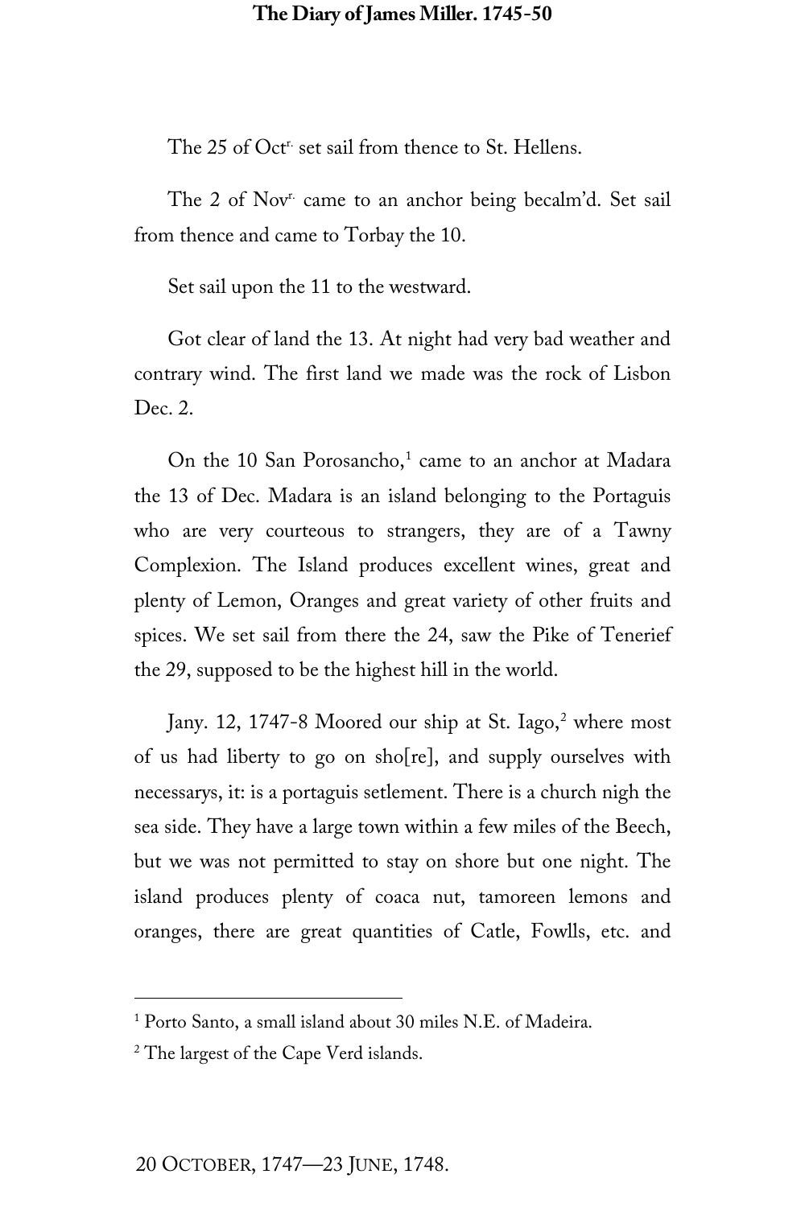The 25 of Oct[r.] set sail from thence to St. Hellens.

The 2 of Nov[r.] came to an anchor being becalm'd. Set sail from thence and came to Torbay the 10.

Set sail upon the 11 to the westward.

Got clear of land the 13. At night had very bad weather and contrary wind. The first land we made was the rock of Lisbon Dec. 2.

On the 10 San Porosancho,[1] came to an anchor at Madara the 13 of Dec. Madara is an island belonging to the Portaguis who are very courteous to strangers, they are of a Tawny Complexion. The Island produces excellent wines, great and plenty of Lemon, Oranges and great variety of other fruits and spices. We set sail from there the 24, saw the Pike of Tenerief the 29, supposed to be the highest hill in the world.

Jany. 12, 1747-8 Moored our ship at St. Iago,[2] where most of us had liberty to go on sho[re], and supply ourselves with necessarys, it: is a portaguis setlement. There is a church nigh the sea side. They have a large town within a few miles of the Beech, but we was not permitted to stay on shore but one night. The island produces plenty of coaca nut, tamoreen lemons and oranges, there are great quantities of Catle, Fowlls, etc. and

---

[1] Porto Santo, a small island about 30 miles N.E. of Madeira.

[2] The largest of the Cape Verd islands.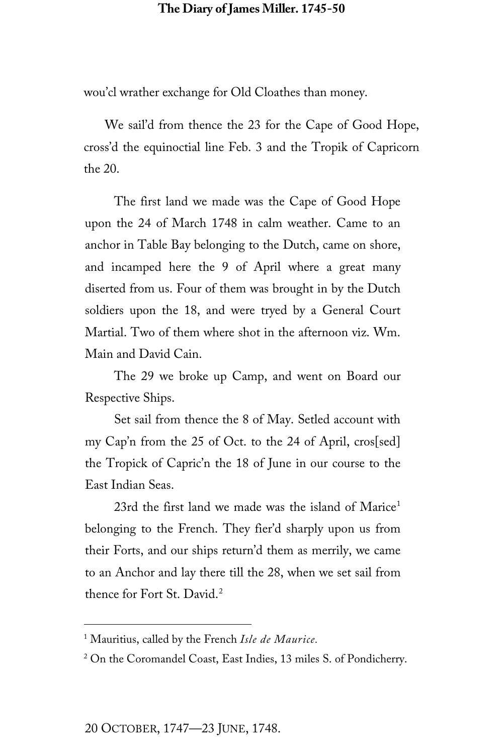wou'cl wrather exchange for Old Cloathes than money.

We sail'd from thence the 23 for the Cape of Good Hope, cross'd the equinoctial line Feb. 3 and the Tropik of Capricorn the 20.

The first land we made was the Cape of Good Hope upon the 24 of March 1748 in calm weather. Came to an anchor in Table Bay belonging to the Dutch, came on shore, and incamped here the 9 of April where a great many diserted from us. Four of them was brought in by the Dutch soldiers upon the 18, and were tryed by a General Court Martial. Two of them where shot in the afternoon viz. Wm. Main and David Cain.

The 29 we broke up Camp, and went on Board our Respective Ships.

Set sail from thence the 8 of May. Setled account with my Cap'n from the 25 of Oct. to the 24 of April, cros[sed] the Tropick of Capric'n the 18 of June in our course to the East Indian Seas.

23rd the first land we made was the island of Marice[1] belonging to the French. They fier'd sharply upon us from their Forts, and our ships return'd them as merrily, we came to an Anchor and lay there till the 28, when we set sail from thence for Fort St. David.[2]

---

[1] Mauritius, called by the French *Isle de Maurice.*

[2] On the Coromandel Coast, East Indies, 13 miles S. of Pondicherry.

20 OCTOBER, 1747—23 JUNE, 1748.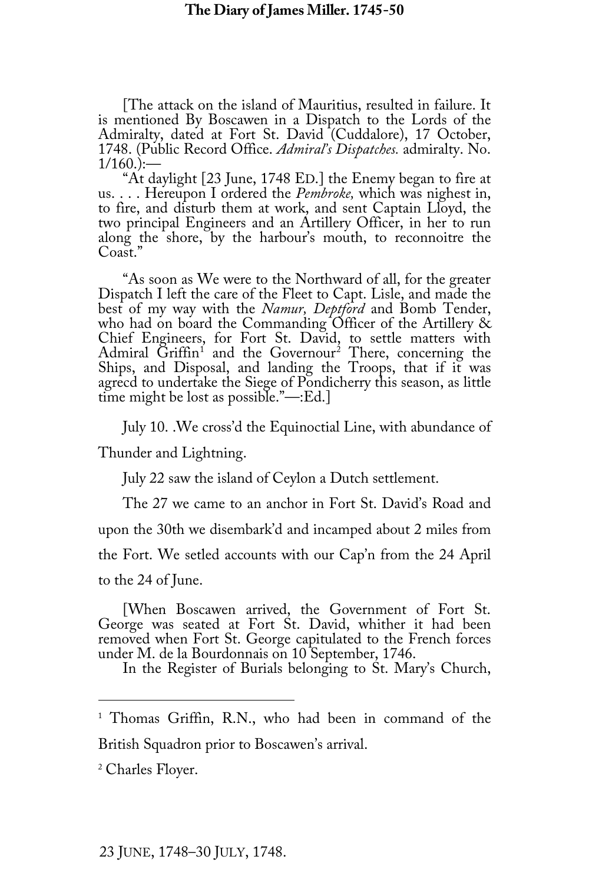[The attack on the island of Mauritius, resulted in failure. It is mentioned By Boscawen in a Dispatch to the Lords of the Admiralty, dated at Fort St. David (Cuddalore), 17 October, 1748. (Public Record Office. *Admiral's Dispatches.* admiralty. No. 1/160.):—

"At daylight [23 June, 1748 ED.] the Enemy began to fire at us. . . . Hereupon I ordered the *Pembroke,* which was nighest in, to fire, and disturb them at work, and sent Captain Lloyd, the two principal Engineers and an Artillery Officer, in her to run along the shore, by the harbour's mouth, to reconnoitre the Coast."

"As soon as We were to the Northward of all, for the greater Dispatch I left the care of the Fleet to Capt. Lisle, and made the best of my way with the *Namur, Deptford* and Bomb Tender, who had on board the Commanding Officer of the Artillery & Chief Engineers, for Fort St. David, to settle matters with Admiral Griffin[1] and the Governour[2] There, concerning the Ships, and Disposal, and landing the Troops, that if it was agreed to undertake the Siege of Pondicherry this season, as little time might be lost as possible."—:Ed.]

July 10. .We cross'd the Equinoctial Line, with abundance of Thunder and Lightning.

July 22 saw the island of Ceylon a Dutch settlement.

The 27 we came to an anchor in Fort St. David's Road and upon the 30th we disembark'd and incamped about 2 miles from the Fort. We setled accounts with our Cap'n from the 24 April to the 24 of June.

[When Boscawen arrived, the Government of Fort St. George was seated at Fort St. David, whither it had been removed when Fort St. George capitulated to the French forces under M. de la Bourdonnais on 10 September, 1746.

In the Register of Burials belonging to St. Mary's Church,

---

[1] Thomas Griffin, R.N., who had been in command of the British Squadron prior to Boscawen's arrival.

[2] Charles Floyer.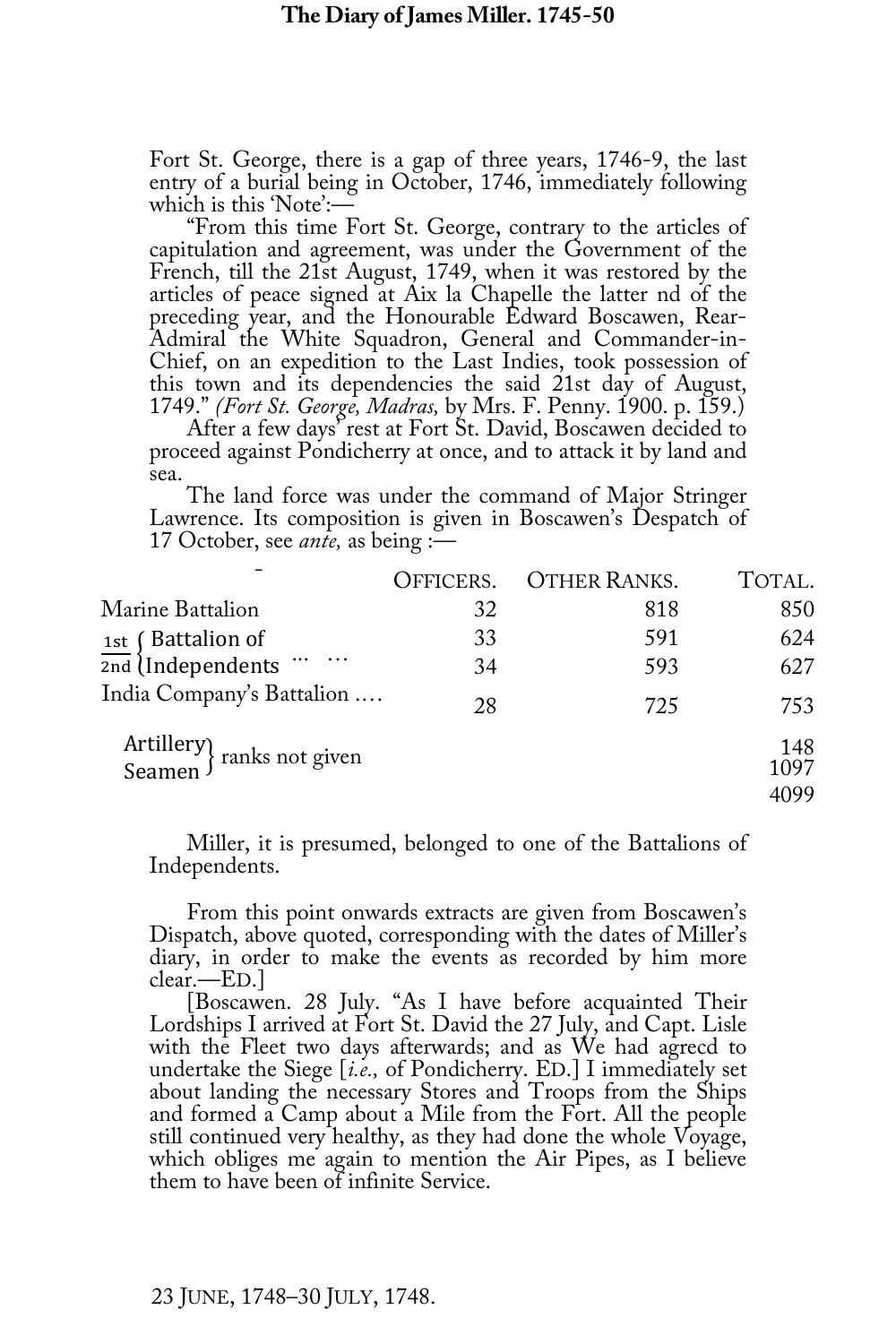Fort St. George, there is a gap of three years, 1746-9, the last entry of a burial being in October, 1746, immediately following which is this 'Note':—

"From this time Fort St. George, contrary to the articles of capitulation and agreement, was under the Government of the French, till the 21st August, 1749, when it was restored by the articles of peace signed at Aix la Chapelle the latter nd of the preceding year, and the Honourable Edward Boscawen, Rear-Admiral the White Squadron, General and Commander-in-Chief, on an expedition to the Last Indies, took possession of this town and its dependencies the said 21st day of August, 1749." *(Fort St. George, Madras,* by Mrs. F. Penny. 1900. p. 159.)

After a few days' rest at Fort St. David, Boscawen decided to proceed against Pondicherry at once, and to attack it by land and sea.

The land force was under the command of Major Stringer Lawrence. Its composition is given in Boscawen's Despatch of 17 October, see *ante,* as being :—

| | OFFICERS. | OTHER RANKS. | TOTAL. |
|---|---|---|---|
| Marine Battalion | 32 | 818 | 850 |
| 1st Battalion of Independents … … | 33 | 591 | 624 |
| 2nd Battalion of Independents … … | 34 | 593 | 627 |
| India Company's Battalion …. | 28 | 725 | 753 |
| Artillery (ranks not given) | | | 148 |
| Seamen (ranks not given) | | | 1097 |
| | | | 4099 |

Miller, it is presumed, belonged to one of the Battalions of Independents.

From this point onwards extracts are given from Boscawen's Dispatch, above quoted, corresponding with the dates of Miller's diary, in order to make the events as recorded by him more clear.—ED.]

[Boscawen. 28 July. "As I have before acquainted Their Lordships I arrived at Fort St. David the 27 July, and Capt. Lisle with the Fleet two days afterwards; and as We had agrecd to undertake the Siege [*i.e.,* of Pondicherry. ED.] I immediately set about landing the necessary Stores and Troops from the Ships and formed a Camp about a Mile from the Fort. All the people still continued very healthy, as they had done the whole Voyage, which obliges me again to mention the Air Pipes, as I believe them to have been of infinite Service.

23 JUNE, 1748–30 JULY, 1748.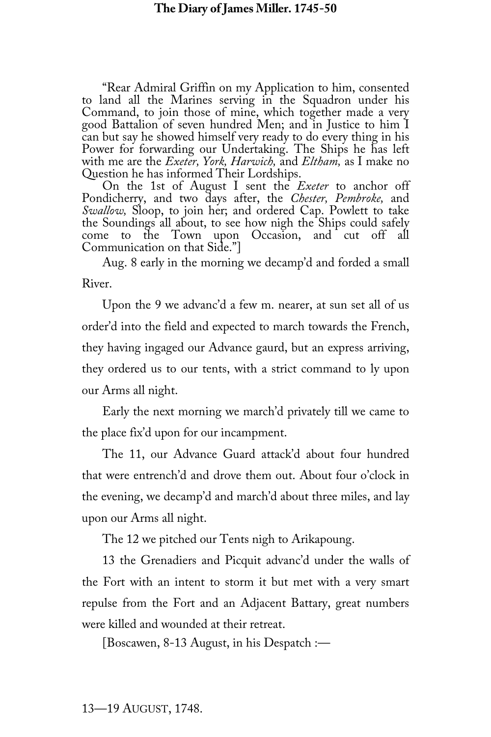"Rear Admiral Griffin on my Application to him, consented to land all the Marines serving in the Squadron under his Command, to join those of mine, which together made a very good Battalion of seven hundred Men; and in Justice to him I can but say he showed himself very ready to do every thing in his Power for forwarding our Undertaking. The Ships he has left with me are the *Exeter, York, Harwich,* and *Eltham,* as I make no Question he has informed Their Lordships.

On the 1st of August I sent the *Exeter* to anchor off Pondicherry, and two days after, the *Chester, Pembroke,* and *Swallow,* Sloop, to join her; and ordered Cap. Powlett to take the Soundings all about, to see how nigh the Ships could safely come to the Town upon Occasion, and cut off all Communication on that Side."]

Aug. 8 early in the morning we decamp'd and forded a small River.

Upon the 9 we advanc'd a few m. nearer, at sun set all of us order'd into the field and expected to march towards the French, they having ingaged our Advance gaurd, but an express arriving, they ordered us to our tents, with a strict command to ly upon our Arms all night.

Early the next morning we march'd privately till we came to the place fix'd upon for our incampment.

The 11, our Advance Guard attack'd about four hundred that were entrench'd and drove them out. About four o'clock in the evening, we decamp'd and march'd about three miles, and lay upon our Arms all night.

The 12 we pitched our Tents nigh to Arikapoung.

13 the Grenadiers and Picquit advanc'd under the walls of the Fort with an intent to storm it but met with a very smart repulse from the Fort and an Adjacent Battary, great numbers were killed and wounded at their retreat.

[Boscawen, 8-13 August, in his Despatch :—

13—19 AUGUST, 1748.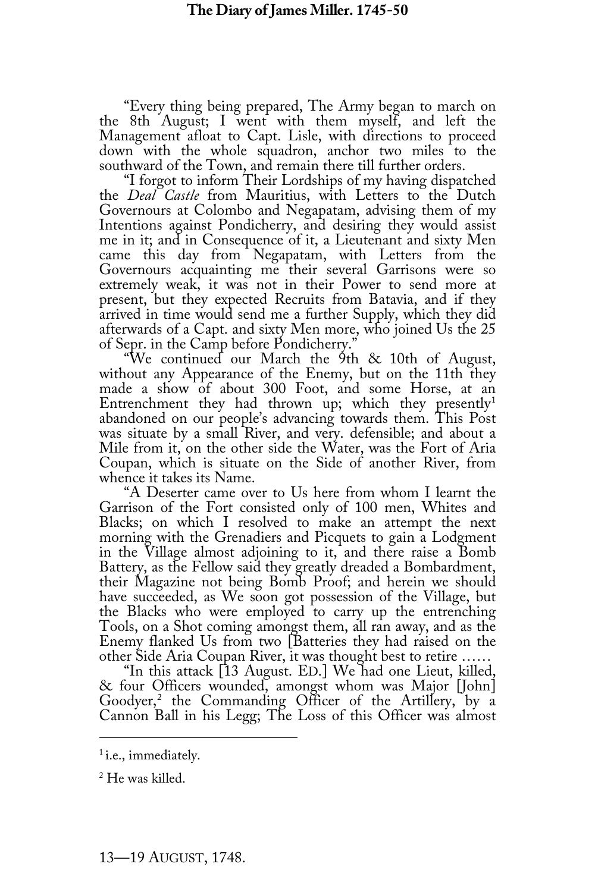"Every thing being prepared, The Army began to march on the 8th August; I went with them myself, and left the Management afloat to Capt. Lisle, with directions to proceed down with the whole squadron, anchor two miles to the southward of the Town, and remain there till further orders.

"I forgot to inform Their Lordships of my having dispatched the *Deal Castle* from Mauritius, with Letters to the Dutch Governours at Colombo and Negapatam, advising them of my Intentions against Pondicherry, and desiring they would assist me in it; and in Consequence of it, a Lieutenant and sixty Men came this day from Negapatam, with Letters from the Governours acquainting me their several Garrisons were so extremely weak, it was not in their Power to send more at present, but they expected Recruits from Batavia, and if they arrived in time would send me a further Supply, which they did afterwards of a Capt. and sixty Men more, who joined Us the 25 of Sepr. in the Camp before Pondicherry."

"We continued our March the 9th & 10th of August, without any Appearance of the Enemy, but on the 11th they made a show of about 300 Foot, and some Horse, at an Entrenchment they had thrown up; which they presently[1] abandoned on our people's advancing towards them. This Post was situate by a small River, and very. defensible; and about a Mile from it, on the other side the Water, was the Fort of Aria Coupan, which is situate on the Side of another River, from whence it takes its Name.

"A Deserter came over to Us here from whom I learnt the Garrison of the Fort consisted only of 100 men, Whites and Blacks; on which I resolved to make an attempt the next morning with the Grenadiers and Picquets to gain a Lodgment in the Village almost adjoining to it, and there raise a Bomb Battery, as the Fellow said they greatly dreaded a Bombardment, their Magazine not being Bomb Proof; and herein we should have succeeded, as We soon got possession of the Village, but the Blacks who were employed to carry up the entrenching Tools, on a Shot coming amongst them, all ran away, and as the Enemy flanked Us from two [Batteries they had raised on the other Side Aria Coupan River, it was thought best to retire ……

"In this attack [13 August. ED.] We had one Lieut, killed, & four Officers wounded, amongst whom was Major [John] Goodyer,[2] the Commanding Officer of the Artillery, by a Cannon Ball in his Legg; The Loss of this Officer was almost

[1] i.e., immediately.

[2] He was killed.

13—19 AUGUST, 1748.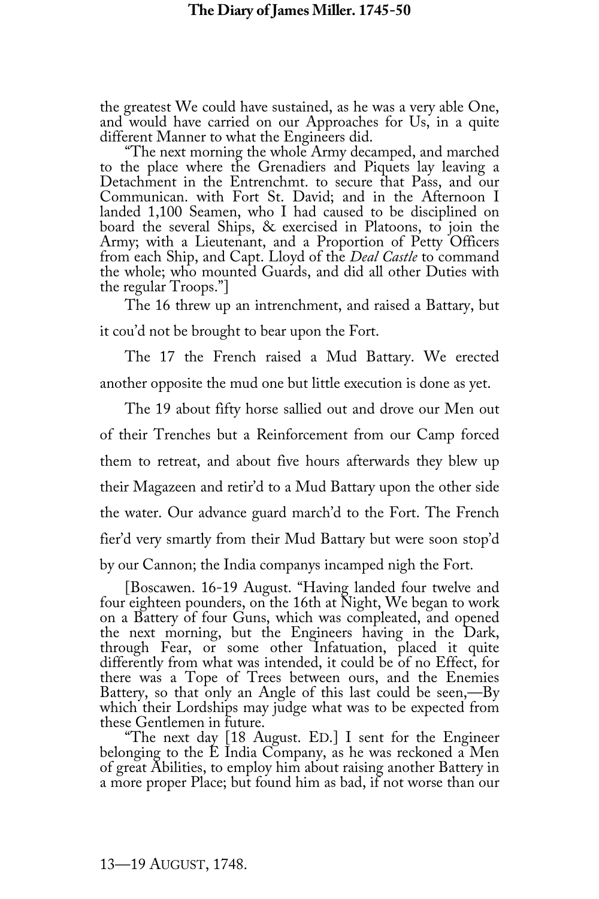the greatest We could have sustained, as he was a very able One, and would have carried on our Approaches for Us, in a quite different Manner to what the Engineers did.

"The next morning the whole Army decamped, and marched to the place where the Grenadiers and Piquets lay leaving a Detachment in the Entrenchmt. to secure that Pass, and our Communican. with Fort St. David; and in the Afternoon I landed 1,100 Seamen, who I had caused to be disciplined on board the several Ships, & exercised in Platoons, to join the Army; with a Lieutenant, and a Proportion of Petty Officers from each Ship, and Capt. Lloyd of the *Deal Castle* to command the whole; who mounted Guards, and did all other Duties with the regular Troops."]

The 16 threw up an intrenchment, and raised a Battary, but it cou'd not be brought to bear upon the Fort.

The 17 the French raised a Mud Battary. We erected another opposite the mud one but little execution is done as yet.

The 19 about fifty horse sallied out and drove our Men out of their Trenches but a Reinforcement from our Camp forced them to retreat, and about five hours afterwards they blew up their Magazeen and retir'd to a Mud Battary upon the other side the water. Our advance guard march'd to the Fort. The French fier'd very smartly from their Mud Battary but were soon stop'd by our Cannon; the India companys incamped nigh the Fort.

[Boscawen. 16-19 August. "Having landed four twelve and four eighteen pounders, on the 16th at Night, We began to work on a Battery of four Guns, which was compleated, and opened the next morning, but the Engineers having in the Dark, through Fear, or some other Infatuation, placed it quite differently from what was intended, it could be of no Effect, for there was a Tope of Trees between ours, and the Enemies Battery, so that only an Angle of this last could be seen,—By which their Lordships may judge what was to be expected from these Gentlemen in future.

"The next day [18 August. ED.] I sent for the Engineer belonging to the E India Company, as he was reckoned a Men of great Abilities, to employ him about raising another Battery in a more proper Place; but found him as bad, if not worse than our

13—19 AUGUST, 1748.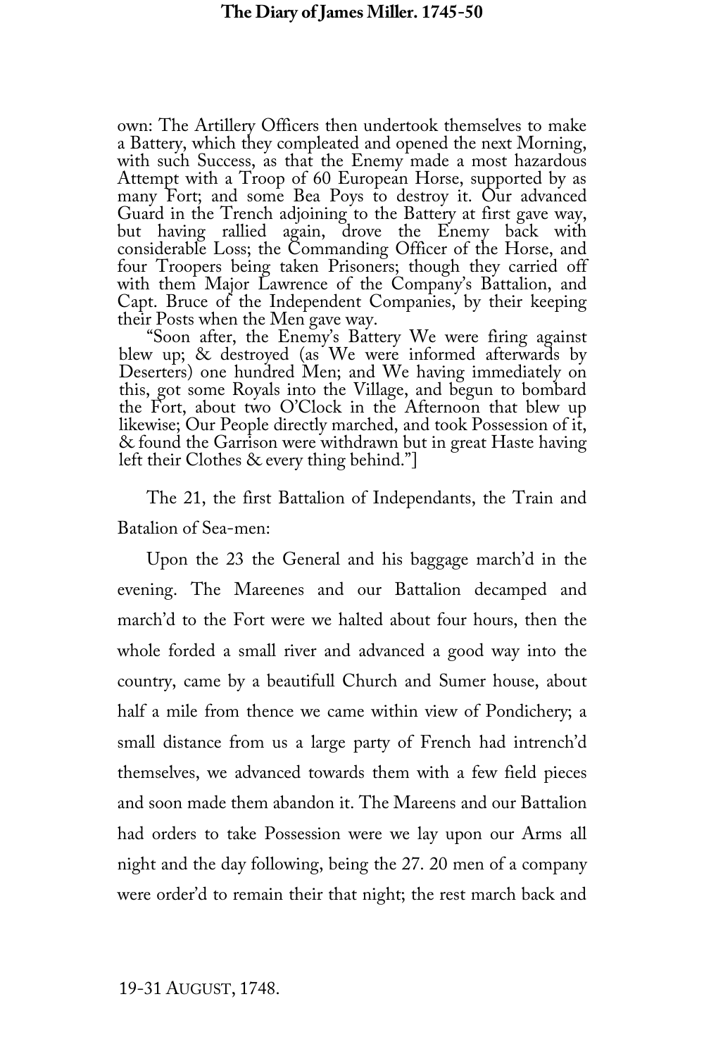own: The Artillery Officers then undertook themselves to make a Battery, which they compleated and opened the next Morning, with such Success, as that the Enemy made a most hazardous Attempt with a Troop of 60 European Horse, supported by as many Fort; and some Bea Poys to destroy it. Our advanced Guard in the Trench adjoining to the Battery at first gave way, but having rallied again, drove the Enemy back with considerable Loss; the Commanding Officer of the Horse, and four Troopers being taken Prisoners; though they carried off with them Major Lawrence of the Company's Battalion, and Capt. Bruce of the Independent Companies, by their keeping their Posts when the Men gave way.

"Soon after, the Enemy's Battery We were firing against blew up; & destroyed (as We were informed afterwards by Deserters) one hundred Men; and We having immediately on this, got some Royals into the Village, and begun to bombard the Fort, about two O'Clock in the Afternoon that blew up likewise; Our People directly marched, and took Possession of it, & found the Garrison were withdrawn but in great Haste having left their Clothes & every thing behind."]

The 21, the first Battalion of Independants, the Train and Batalion of Sea-men:

Upon the 23 the General and his baggage march'd in the evening. The Mareenes and our Battalion decamped and march'd to the Fort were we halted about four hours, then the whole forded a small river and advanced a good way into the country, came by a beautifull Church and Sumer house, about half a mile from thence we came within view of Pondichery; a small distance from us a large party of French had intrench'd themselves, we advanced towards them with a few field pieces and soon made them abandon it. The Mareens and our Battalion had orders to take Possession were we lay upon our Arms all night and the day following, being the 27. 20 men of a company were order'd to remain their that night; the rest march back and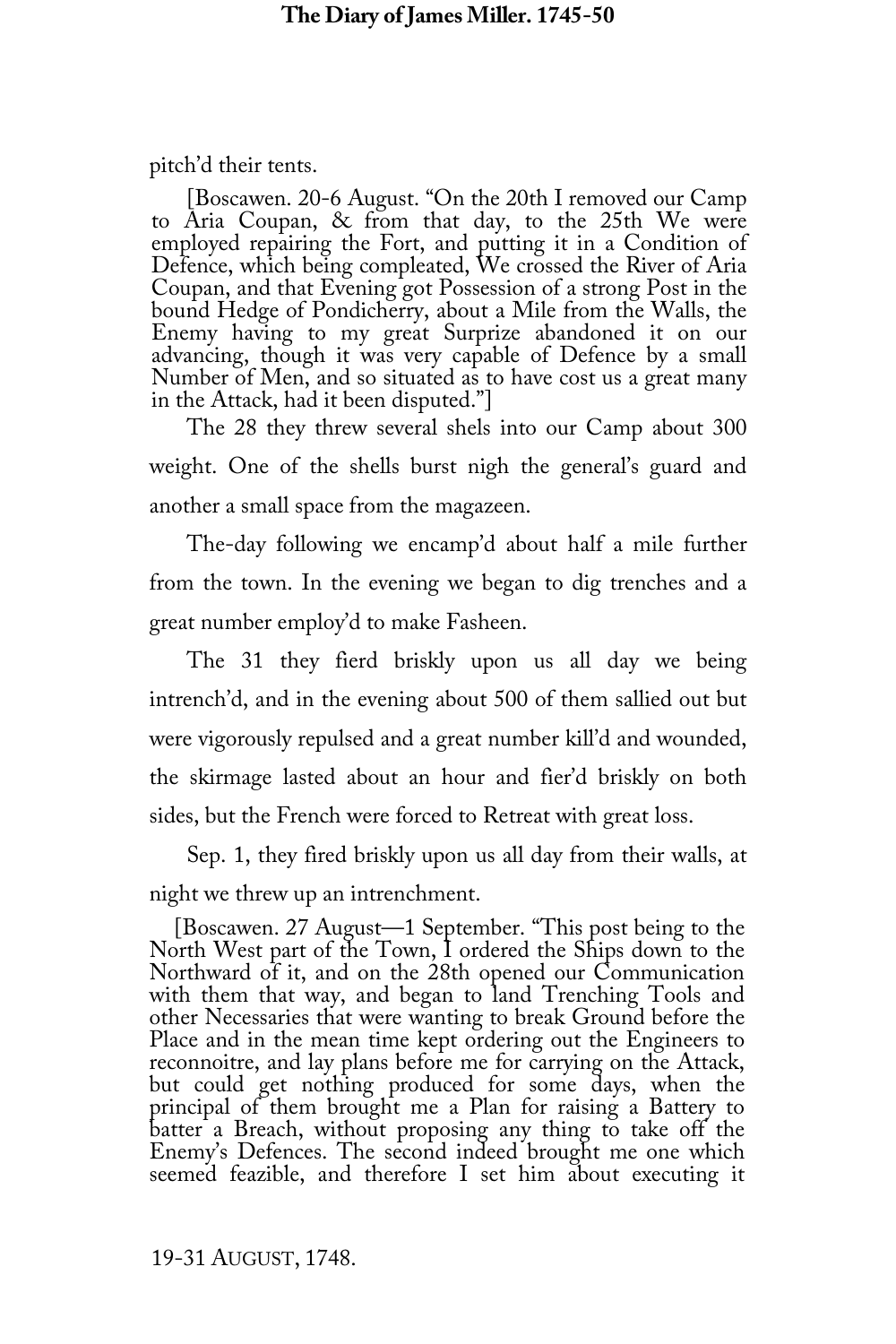pitch'd their tents.

[Boscawen. 20-6 August. "On the 20th I removed our Camp to Aria Coupan, & from that day, to the 25th We were employed repairing the Fort, and putting it in a Condition of Defence, which being compleated, We crossed the River of Aria Coupan, and that Evening got Possession of a strong Post in the bound Hedge of Pondicherry, about a Mile from the Walls, the Enemy having to my great Surprize abandoned it on our advancing, though it was very capable of Defence by a small Number of Men, and so situated as to have cost us a great many in the Attack, had it been disputed."]

The 28 they threw several shels into our Camp about 300 weight. One of the shells burst nigh the general's guard and another a small space from the magazeen.

The-day following we encamp'd about half a mile further from the town. In the evening we began to dig trenches and a great number employ'd to make Fasheen.

The 31 they fierd briskly upon us all day we being intrench'd, and in the evening about 500 of them sallied out but were vigorously repulsed and a great number kill'd and wounded, the skirmage lasted about an hour and fier'd briskly on both sides, but the French were forced to Retreat with great loss.

Sep. 1, they fired briskly upon us all day from their walls, at night we threw up an intrenchment.

[Boscawen. 27 August—1 September. "This post being to the North West part of the Town, I ordered the Ships down to the Northward of it, and on the 28th opened our Communication with them that way, and began to land Trenching Tools and other Necessaries that were wanting to break Ground before the Place and in the mean time kept ordering out the Engineers to reconnoitre, and lay plans before me for carrying on the Attack, but could get nothing produced for some days, when the principal of them brought me a Plan for raising a Battery to batter a Breach, without proposing any thing to take off the Enemy's Defences. The second indeed brought me one which seemed feazible, and therefore I set him about executing it

19-31 AUGUST, 1748.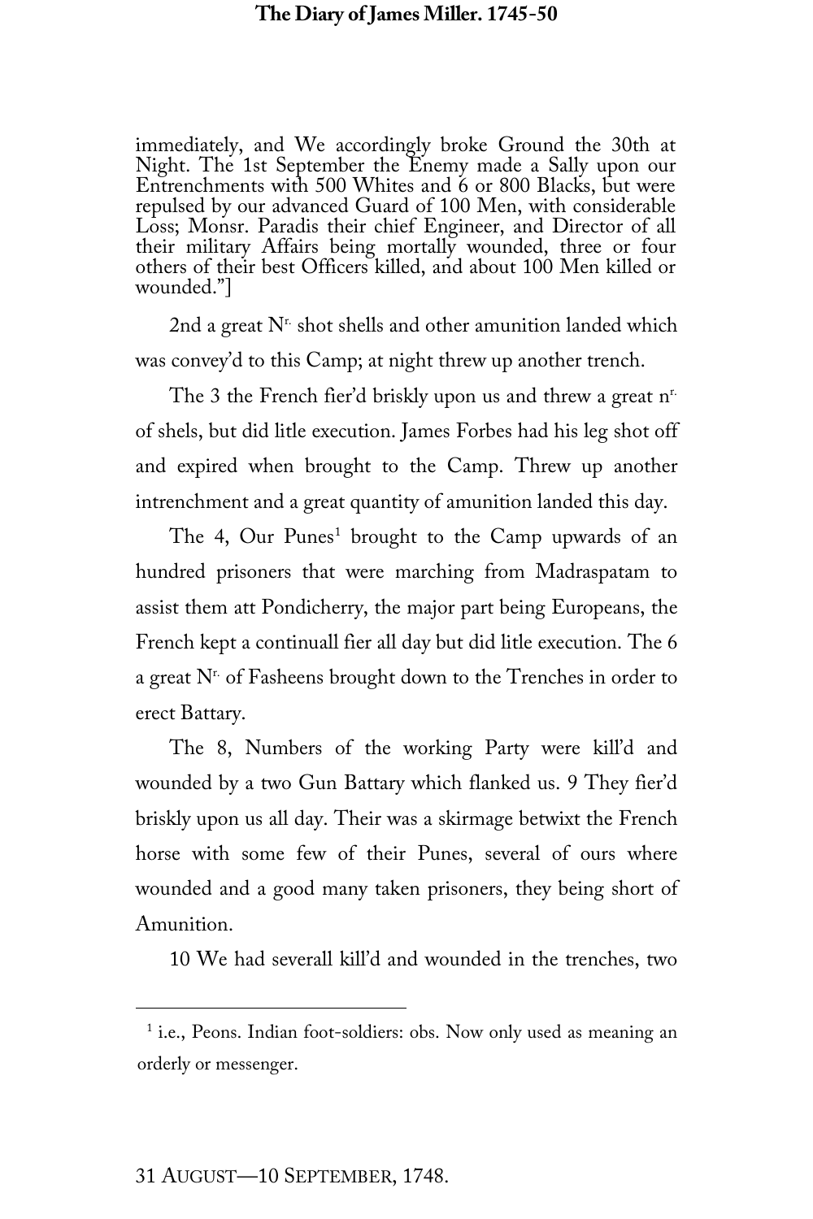immediately, and We accordingly broke Ground the 30th at Night. The 1st September the Enemy made a Sally upon our Entrenchments with 500 Whites and 6 or 800 Blacks, but were repulsed by our advanced Guard of 100 Men, with considerable Loss; Monsr. Paradis their chief Engineer, and Director of all their military Affairs being mortally wounded, three or four others of their best Officers killed, and about 100 Men killed or wounded."]

2nd a great Nr. shot shells and other amunition landed which was convey'd to this Camp; at night threw up another trench.

The 3 the French fier'd briskly upon us and threw a great nr. of shels, but did litle execution. James Forbes had his leg shot off and expired when brought to the Camp. Threw up another intrenchment and a great quantity of amunition landed this day.

The 4, Our Punes[1] brought to the Camp upwards of an hundred prisoners that were marching from Madraspatam to assist them att Pondicherry, the major part being Europeans, the French kept a continuall fier all day but did litle execution. The 6 a great Nr. of Fasheens brought down to the Trenches in order to erect Battary.

The 8, Numbers of the working Party were kill'd and wounded by a two Gun Battary which flanked us. 9 They fier'd briskly upon us all day. Their was a skirmage betwixt the French horse with some few of their Punes, several of ours where wounded and a good many taken prisoners, they being short of Amunition.

10 We had severall kill'd and wounded in the trenches, two

---

[1] i.e., Peons. Indian foot-soldiers: obs. Now only used as meaning an orderly or messenger.

31 AUGUST—10 SEPTEMBER, 1748.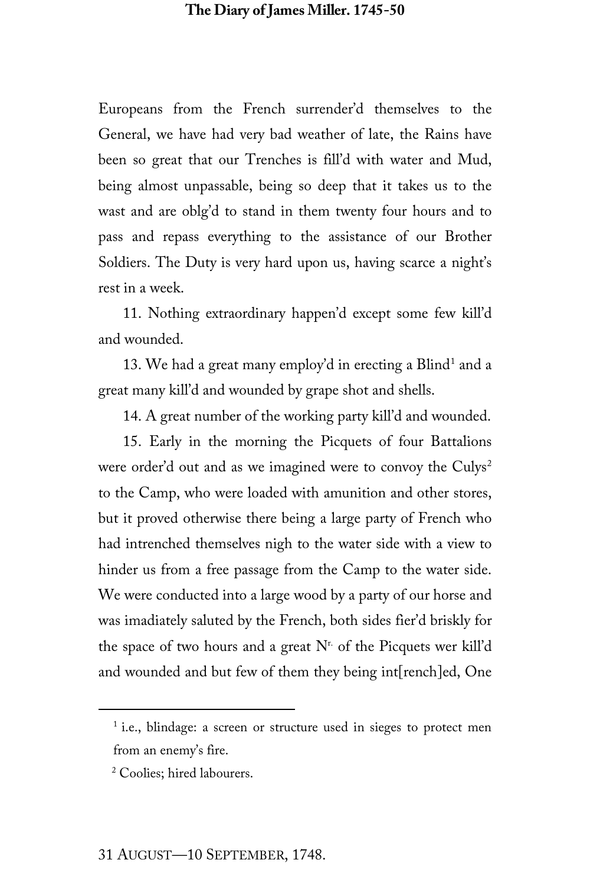Europeans from the French surrender'd themselves to the General, we have had very bad weather of late, the Rains have been so great that our Trenches is fill'd with water and Mud, being almost unpassable, being so deep that it takes us to the wast and are oblg'd to stand in them twenty four hours and to pass and repass everything to the assistance of our Brother Soldiers. The Duty is very hard upon us, having scarce a night's rest in a week.

11. Nothing extraordinary happen'd except some few kill'd and wounded.

13. We had a great many employ'd in erecting a Blind[1] and a great many kill'd and wounded by grape shot and shells.

14. A great number of the working party kill'd and wounded.

15. Early in the morning the Picquets of four Battalions were order'd out and as we imagined were to convoy the Culys[2] to the Camp, who were loaded with amunition and other stores, but it proved otherwise there being a large party of French who had intrenched themselves nigh to the water side with a view to hinder us from a free passage from the Camp to the water side. We were conducted into a large wood by a party of our horse and was imadiately saluted by the French, both sides fier'd briskly for the space of two hours and a great Nr. of the Picquets wer kill'd and wounded and but few of them they being int[rench]ed, One

---

[1] i.e., blindage: a screen or structure used in sieges to protect men from an enemy's fire.

[2] Coolies; hired labourers.

31 August—10 September, 1748.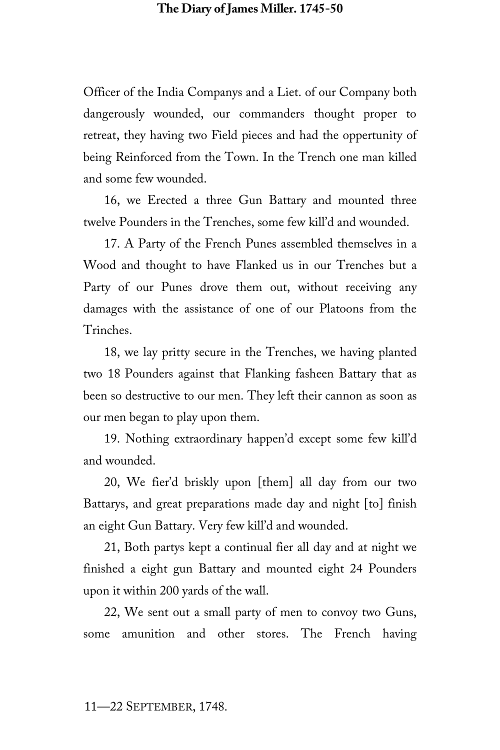Officer of the India Companys and a Liet. of our Company both dangerously wounded, our commanders thought proper to retreat, they having two Field pieces and had the oppertunity of being Reinforced from the Town. In the Trench one man killed and some few wounded.

16, we Erected a three Gun Battary and mounted three twelve Pounders in the Trenches, some few kill'd and wounded.

17. A Party of the French Punes assembled themselves in a Wood and thought to have Flanked us in our Trenches but a Party of our Punes drove them out, without receiving any damages with the assistance of one of our Platoons from the Trinches.

18, we lay pritty secure in the Trenches, we having planted two 18 Pounders against that Flanking fasheen Battary that as been so destructive to our men. They left their cannon as soon as our men began to play upon them.

19. Nothing extraordinary happen'd except some few kill'd and wounded.

20, We fier'd briskly upon [them] all day from our two Battarys, and great preparations made day and night [to] finish an eight Gun Battary. Very few kill'd and wounded.

21, Both partys kept a continual fier all day and at night we finished a eight gun Battary and mounted eight 24 Pounders upon it within 200 yards of the wall.

22, We sent out a small party of men to convoy two Guns, some amunition and other stores. The French having

11—22 September, 1748.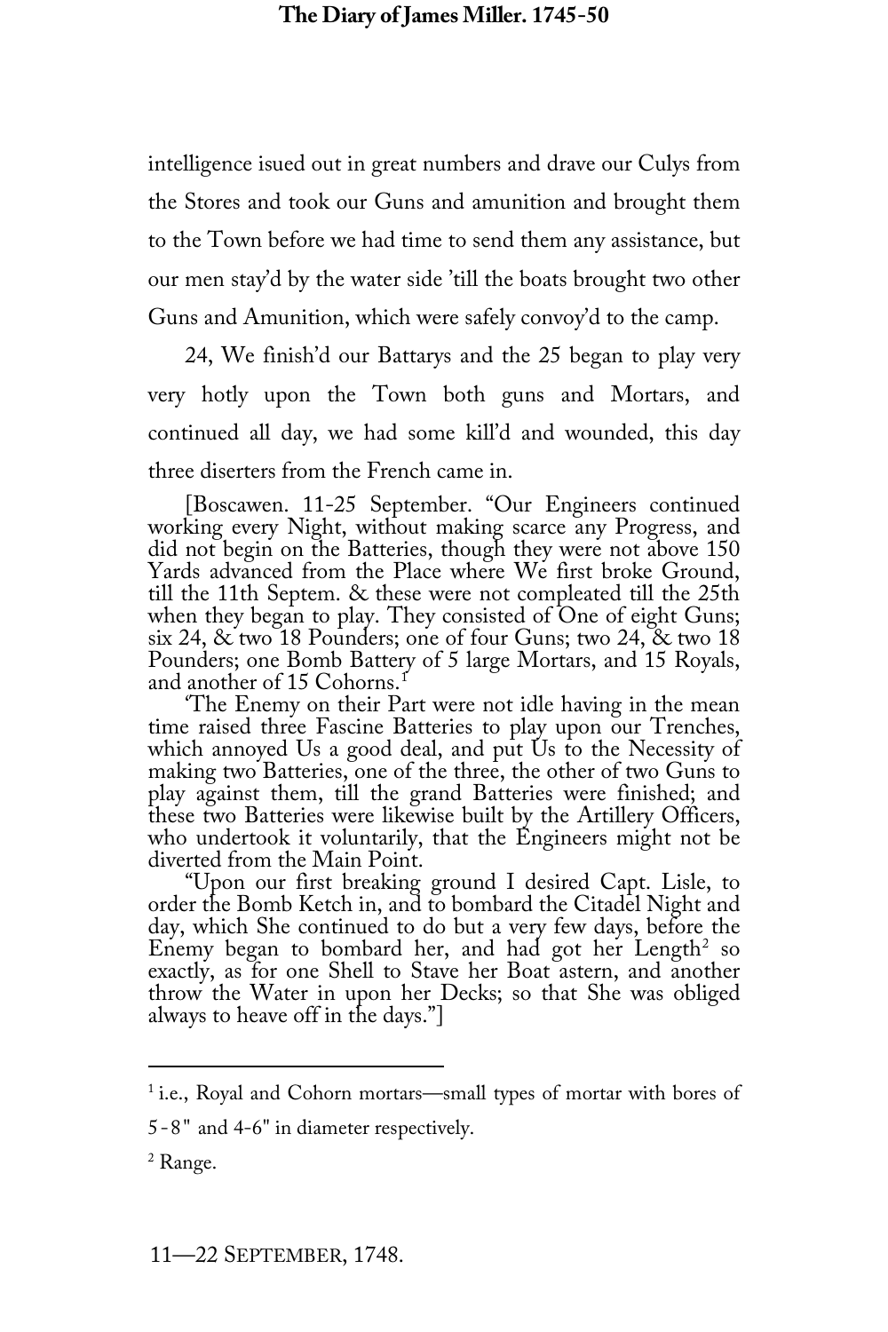intelligence isued out in great numbers and drave our Culys from the Stores and took our Guns and amunition and brought them to the Town before we had time to send them any assistance, but our men stay'd by the water side 'till the boats brought two other Guns and Amunition, which were safely convoy'd to the camp.

24, We finish'd our Battarys and the 25 began to play very very hotly upon the Town both guns and Mortars, and continued all day, we had some kill'd and wounded, this day three diserters from the French came in.

[Boscawen. 11-25 September. "Our Engineers continued working every Night, without making scarce any Progress, and did not begin on the Batteries, though they were not above 150 Yards advanced from the Place where We first broke Ground, till the 11th Septem. & these were not compleated till the 25th when they began to play. They consisted of One of eight Guns; six 24, & two 18 Pounders; one of four Guns; two 24, & two 18 Pounders; one Bomb Battery of 5 large Mortars, and 15 Royals, and another of 15 Cohorns.[1]

'The Enemy on their Part were not idle having in the mean time raised three Fascine Batteries to play upon our Trenches, which annoyed Us a good deal, and put Us to the Necessity of making two Batteries, one of the three, the other of two Guns to play against them, till the grand Batteries were finished; and these two Batteries were likewise built by the Artillery Officers, who undertook it voluntarily, that the Engineers might not be diverted from the Main Point.

"Upon our first breaking ground I desired Capt. Lisle, to order the Bomb Ketch in, and to bombard the Citadel Night and day, which She continued to do but a very few days, before the Enemy began to bombard her, and had got her Length[2] so exactly, as for one Shell to Stave her Boat astern, and another throw the Water in upon her Decks; so that She was obliged always to heave off in the days."]

---

[1] i.e., Royal and Cohorn mortars—small types of mortar with bores of 5-8" and 4-6" in diameter respectively.

[2] Range.

11—22 SEPTEMBER, 1748.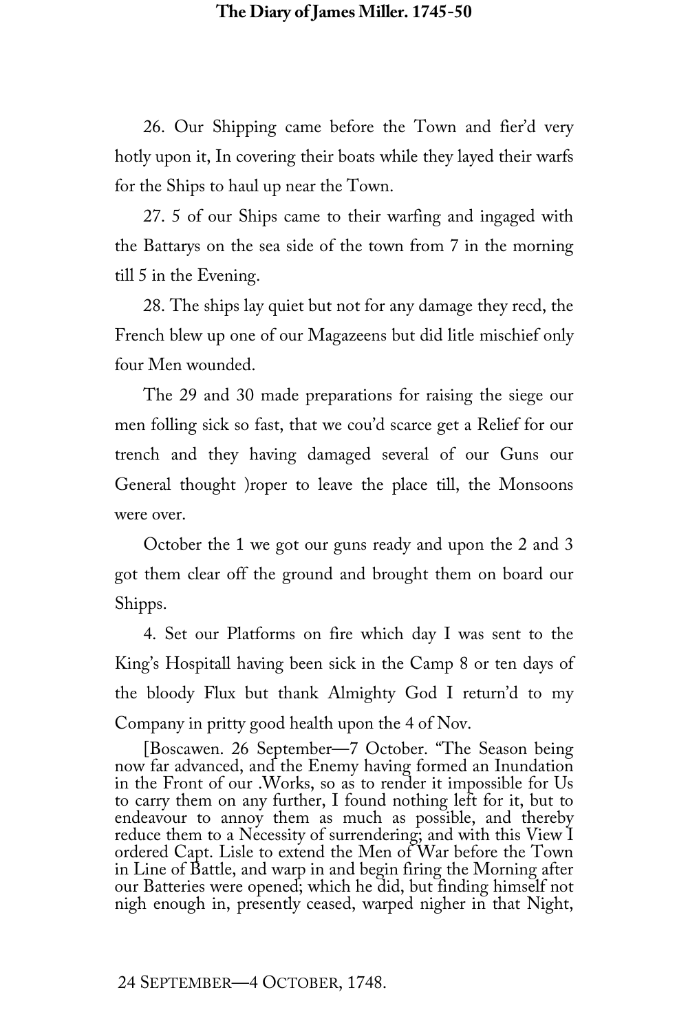26. Our Shipping came before the Town and fier'd very hotly upon it, In covering their boats while they layed their warfs for the Ships to haul up near the Town.

27. 5 of our Ships came to their warfing and ingaged with the Battarys on the sea side of the town from 7 in the morning till 5 in the Evening.

28. The ships lay quiet but not for any damage they recd, the French blew up one of our Magazeens but did litle mischief only four Men wounded.

The 29 and 30 made preparations for raising the siege our men folling sick so fast, that we cou'd scarce get a Relief for our trench and they having damaged several of our Guns our General thought )roper to leave the place till, the Monsoons were over.

October the 1 we got our guns ready and upon the 2 and 3 got them clear off the ground and brought them on board our Shipps.

4. Set our Platforms on fire which day I was sent to the King's Hospitall having been sick in the Camp 8 or ten days of the bloody Flux but thank Almighty God I return'd to my Company in pritty good health upon the 4 of Nov.

[Boscawen. 26 September—7 October. "The Season being now far advanced, and the Enemy having formed an Inundation in the Front of our .Works, so as to render it impossible for Us to carry them on any further, I found nothing left for it, but to endeavour to annoy them as much as possible, and thereby reduce them to a Necessity of surrendering; and with this View I ordered Capt. Lisle to extend the Men of War before the Town in Line of Battle, and warp in and begin firing the Morning after our Batteries were opened; which he did, but finding himself not nigh enough in, presently ceased, warped nigher in that Night,

24 September—4 October, 1748.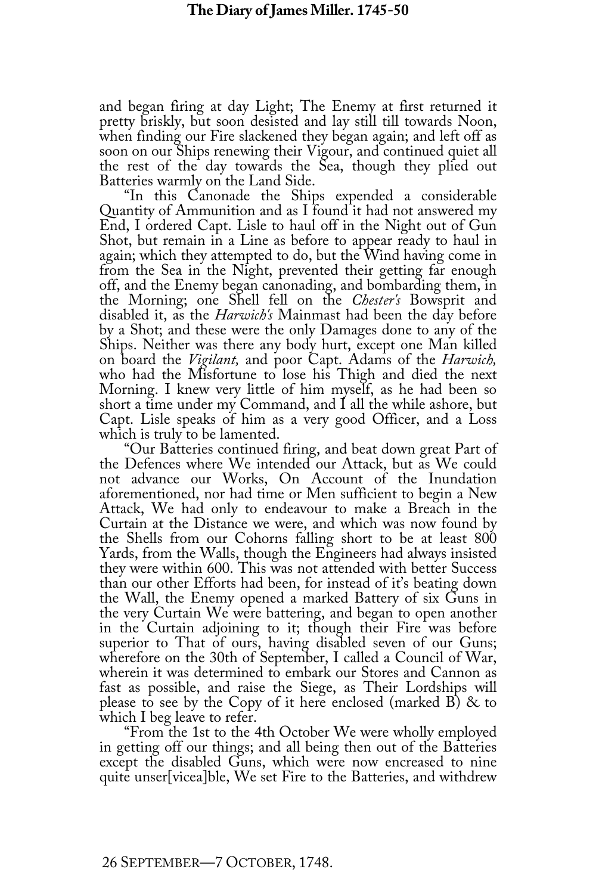and began firing at day Light; The Enemy at first returned it pretty briskly, but soon desisted and lay still till towards Noon, when finding our Fire slackened they began again; and left off as soon on our Ships renewing their Vigour, and continued quiet all the rest of the day towards the Sea, though they plied out Batteries warmly on the Land Side.

"In this Canonade the Ships expended a considerable Quantity of Ammunition and as I found it had not answered my End, I ordered Capt. Lisle to haul off in the Night out of Gun Shot, but remain in a Line as before to appear ready to haul in again; which they attempted to do, but the Wind having come in from the Sea in the Night, prevented their getting far enough off, and the Enemy began canonading, and bombarding them, in the Morning; one Shell fell on the *Chester's* Bowsprit and disabled it, as the *Harwich's* Mainmast had been the day before by a Shot; and these were the only Damages done to any of the Ships. Neither was there any body hurt, except one Man killed on board the *Vigilant,* and poor Capt. Adams of the *Harwich,* who had the Misfortune to lose his Thigh and died the next Morning. I knew very little of him myself, as he had been so short a time under my Command, and I all the while ashore, but Capt. Lisle speaks of him as a very good Officer, and a Loss which is truly to be lamented.

"Our Batteries continued firing, and beat down great Part of the Defences where We intended our Attack, but as We could not advance our Works, On Account of the Inundation aforementioned, nor had time or Men sufficient to begin a New Attack, We had only to endeavour to make a Breach in the Curtain at the Distance we were, and which was now found by the Shells from our Cohorns falling short to be at least 800 Yards, from the Walls, though the Engineers had always insisted they were within 600. This was not attended with better Success than our other Efforts had been, for instead of it's beating down the Wall, the Enemy opened a marked Battery of six Guns in the very Curtain We were battering, and began to open another in the Curtain adjoining to it; though their Fire was before superior to That of ours, having disabled seven of our Guns; wherefore on the 30th of September, I called a Council of War, wherein it was determined to embark our Stores and Cannon as fast as possible, and raise the Siege, as Their Lordships will please to see by the Copy of it here enclosed (marked B) & to which I beg leave to refer.

"From the 1st to the 4th October We were wholly employed in getting off our things; and all being then out of the Batteries except the disabled Guns, which were now encreased to nine quite unser[viceable]ble, We set Fire to the Batteries, and withdrew

26 SEPTEMBER—7 OCTOBER, 1748.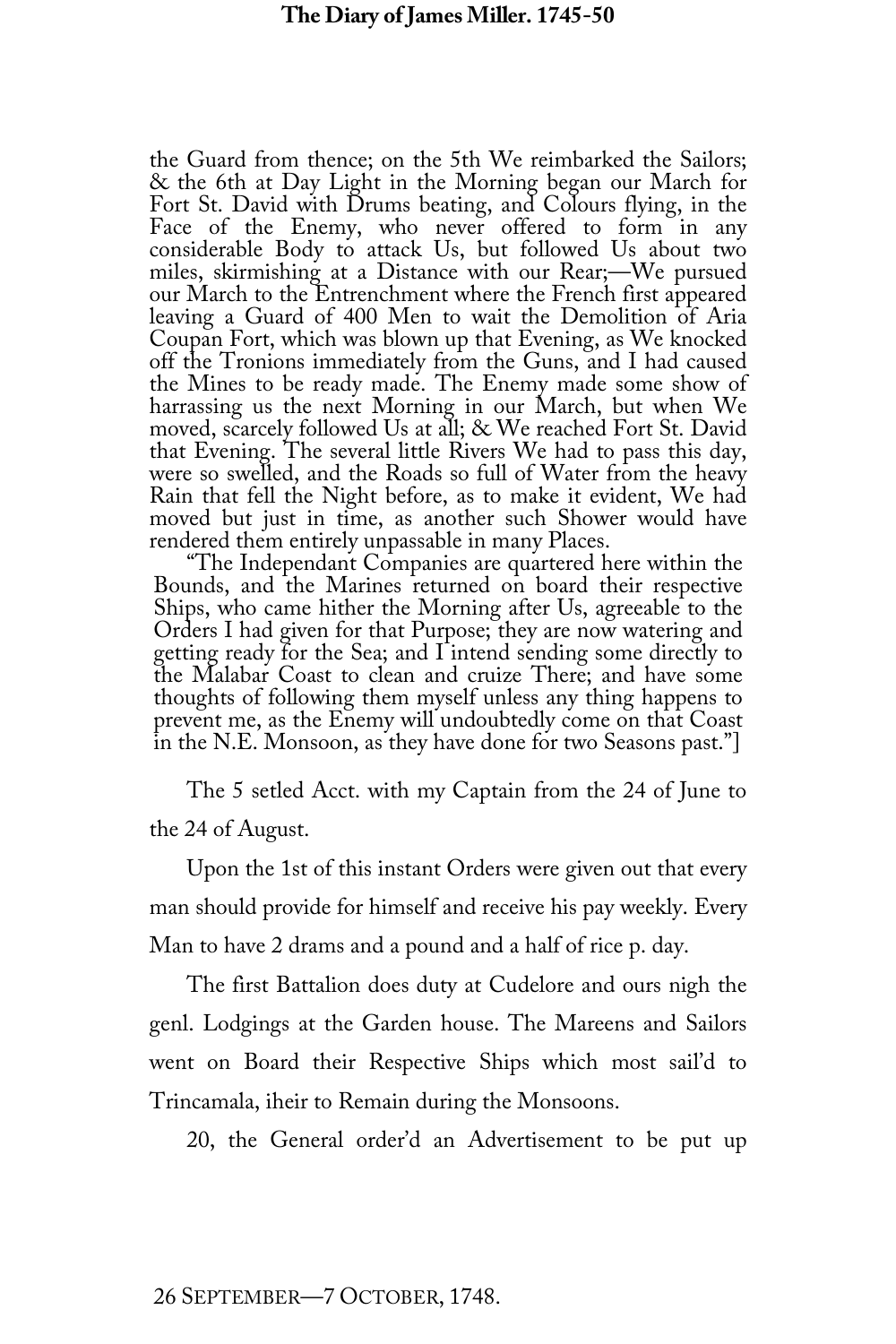the Guard from thence; on the 5th We reimbarked the Sailors; & the 6th at Day Light in the Morning began our March for Fort St. David with Drums beating, and Colours flying, in the Face of the Enemy, who never offered to form in any considerable Body to attack Us, but followed Us about two miles, skirmishing at a Distance with our Rear;—We pursued our March to the Entrenchment where the French first appeared leaving a Guard of 400 Men to wait the Demolition of Aria Coupan Fort, which was blown up that Evening, as We knocked off the Tronions immediately from the Guns, and I had caused the Mines to be ready made. The Enemy made some show of harrassing us the next Morning in our March, but when We moved, scarcely followed Us at all; & We reached Fort St. David that Evening. The several little Rivers We had to pass this day, were so swelled, and the Roads so full of Water from the heavy Rain that fell the Night before, as to make it evident, We had moved but just in time, as another such Shower would have rendered them entirely unpassable in many Places.

"The Independant Companies are quartered here within the Bounds, and the Marines returned on board their respective Ships, who came hither the Morning after Us, agreeable to the Orders I had given for that Purpose; they are now watering and getting ready for the Sea; and I intend sending some directly to the Malabar Coast to clean and cruize There; and have some thoughts of following them myself unless any thing happens to prevent me, as the Enemy will undoubtedly come on that Coast in the N.E. Monsoon, as they have done for two Seasons past."]

The 5 setled Acct. with my Captain from the 24 of June to the 24 of August.

Upon the 1st of this instant Orders were given out that every man should provide for himself and receive his pay weekly. Every Man to have 2 drams and a pound and a half of rice p. day.

The first Battalion does duty at Cudelore and ours nigh the genl. Lodgings at the Garden house. The Mareens and Sailors went on Board their Respective Ships which most sail'd to Trincamala, iheir to Remain during the Monsoons.

20, the General order'd an Advertisement to be put up

26 September—7 October, 1748.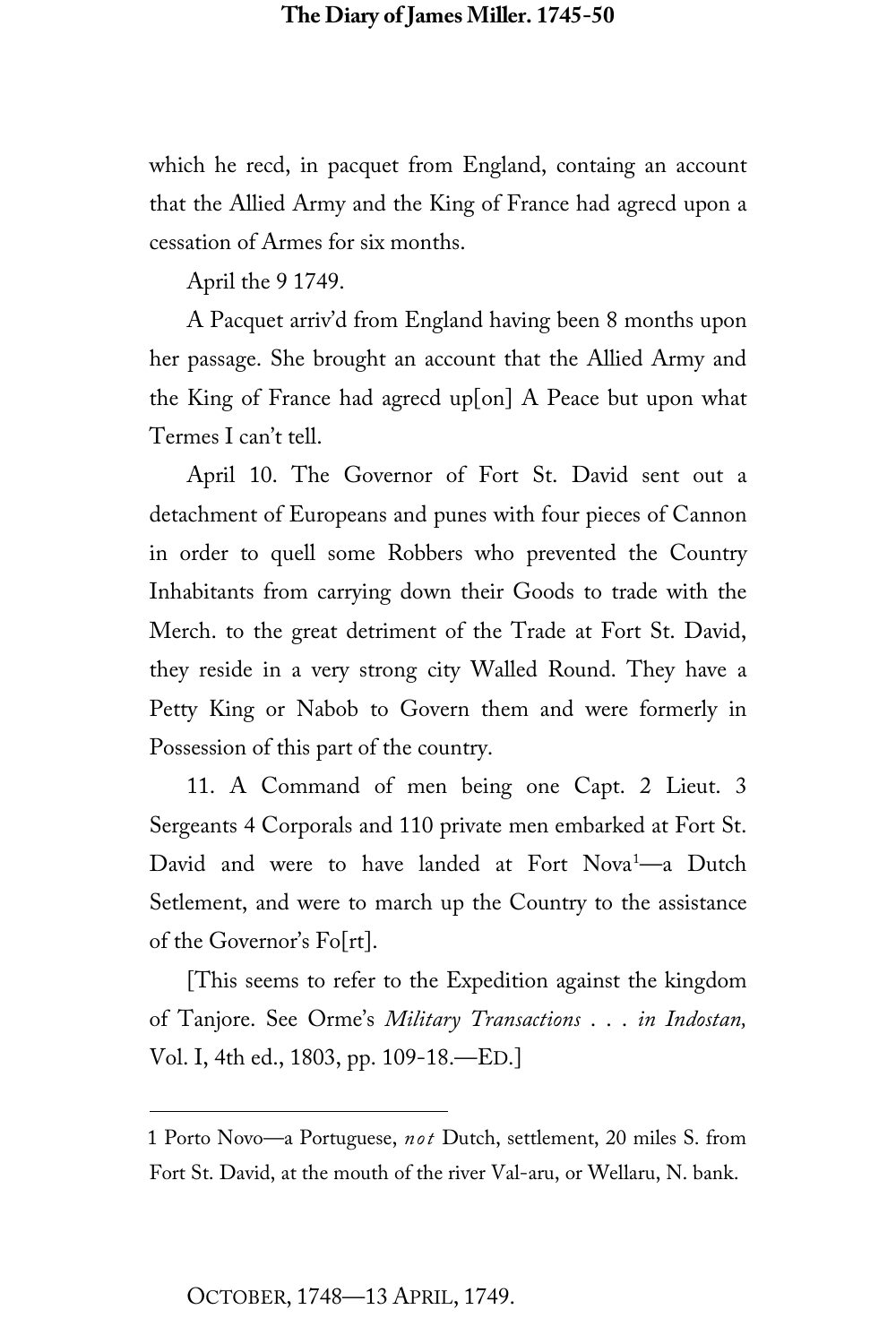which he recd, in pacquet from England, containg an account that the Allied Army and the King of France had agrecd upon a cessation of Armes for six months.

April the 9 1749.

A Pacquet arriv'd from England having been 8 months upon her passage. She brought an account that the Allied Army and the King of France had agrecd up[on] A Peace but upon what Termes I can't tell.

April 10. The Governor of Fort St. David sent out a detachment of Europeans and punes with four pieces of Cannon in order to quell some Robbers who prevented the Country Inhabitants from carrying down their Goods to trade with the Merch. to the great detriment of the Trade at Fort St. David, they reside in a very strong city Walled Round. They have a Petty King or Nabob to Govern them and were formerly in Possession of this part of the country.

11. A Command of men being one Capt. 2 Lieut. 3 Sergeants 4 Corporals and 110 private men embarked at Fort St. David and were to have landed at Fort Nova[1]—a Dutch Setlement, and were to march up the Country to the assistance of the Governor's Fo[rt].

[This seems to refer to the Expedition against the kingdom of Tanjore. See Orme's *Military Transactions . . . in Indostan,* Vol. I, 4th ed., 1803, pp. 109-18.—ED.]

---

1 Porto Novo—a Portuguese, *not* Dutch, settlement, 20 miles S. from Fort St. David, at the mouth of the river Val-aru, or Wellaru, N. bank.

OCTOBER, 1748—13 APRIL, 1749.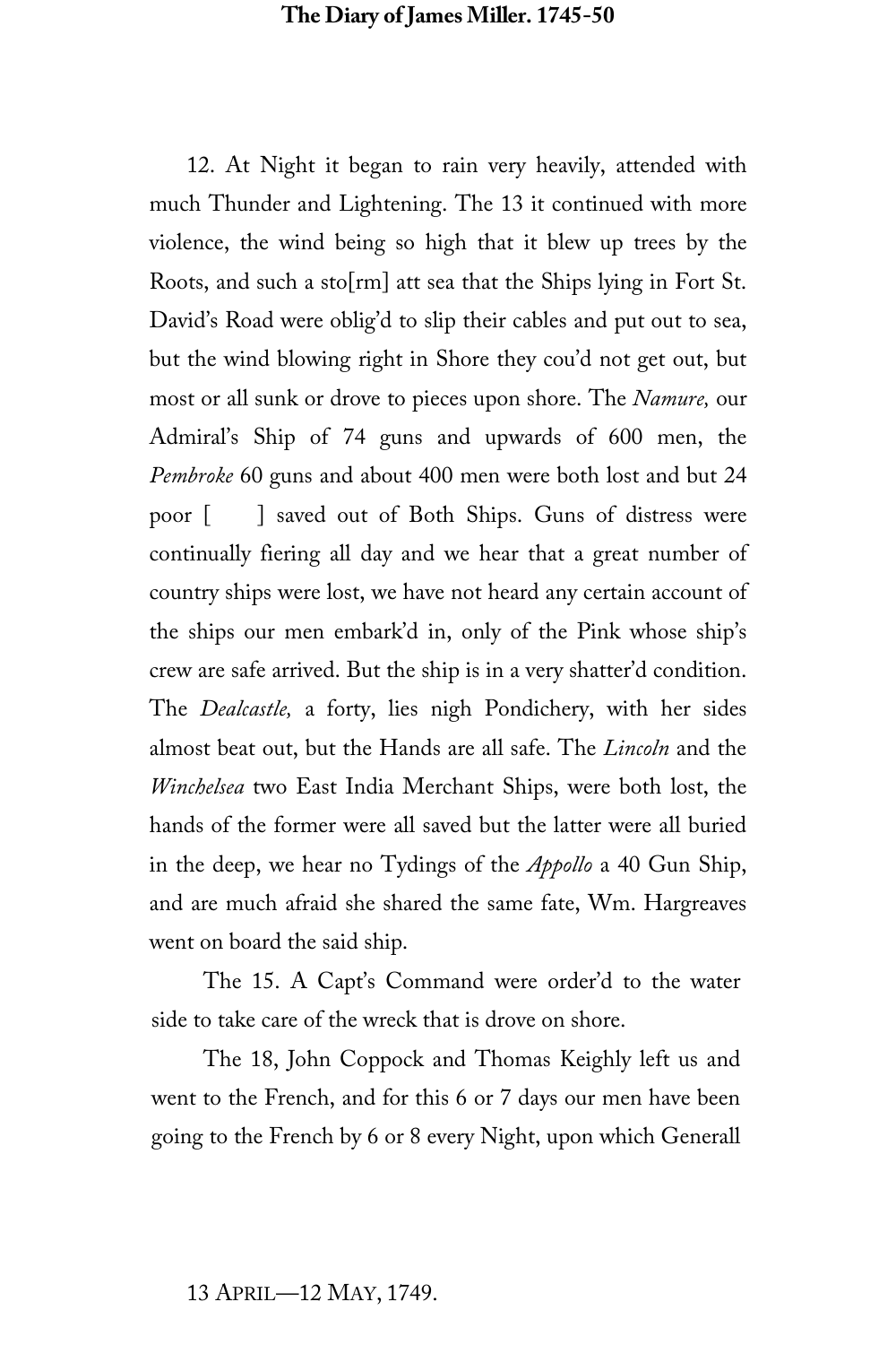12. At Night it began to rain very heavily, attended with much Thunder and Lightening. The 13 it continued with more violence, the wind being so high that it blew up trees by the Roots, and such a sto[rm] att sea that the Ships lying in Fort St. David's Road were oblig'd to slip their cables and put out to sea, but the wind blowing right in Shore they cou'd not get out, but most or all sunk or drove to pieces upon shore. The *Namure,* our Admiral's Ship of 74 guns and upwards of 600 men, the *Pembroke* 60 guns and about 400 men were both lost and but 24 poor [ ] saved out of Both Ships. Guns of distress were continually fiering all day and we hear that a great number of country ships were lost, we have not heard any certain account of the ships our men embark'd in, only of the Pink whose ship's crew are safe arrived. But the ship is in a very shatter'd condition. The *Dealcastle,* a forty, lies nigh Pondichery, with her sides almost beat out, but the Hands are all safe. The *Lincoln* and the *Winchelsea* two East India Merchant Ships, were both lost, the hands of the former were all saved but the latter were all buried in the deep, we hear no Tydings of the *Appollo* a 40 Gun Ship, and are much afraid she shared the same fate, Wm. Hargreaves went on board the said ship.

The 15. A Capt's Command were order'd to the water side to take care of the wreck that is drove on shore.

The 18, John Coppock and Thomas Keighly left us and went to the French, and for this 6 or 7 days our men have been going to the French by 6 or 8 every Night, upon which Generall

13 April—12 May, 1749.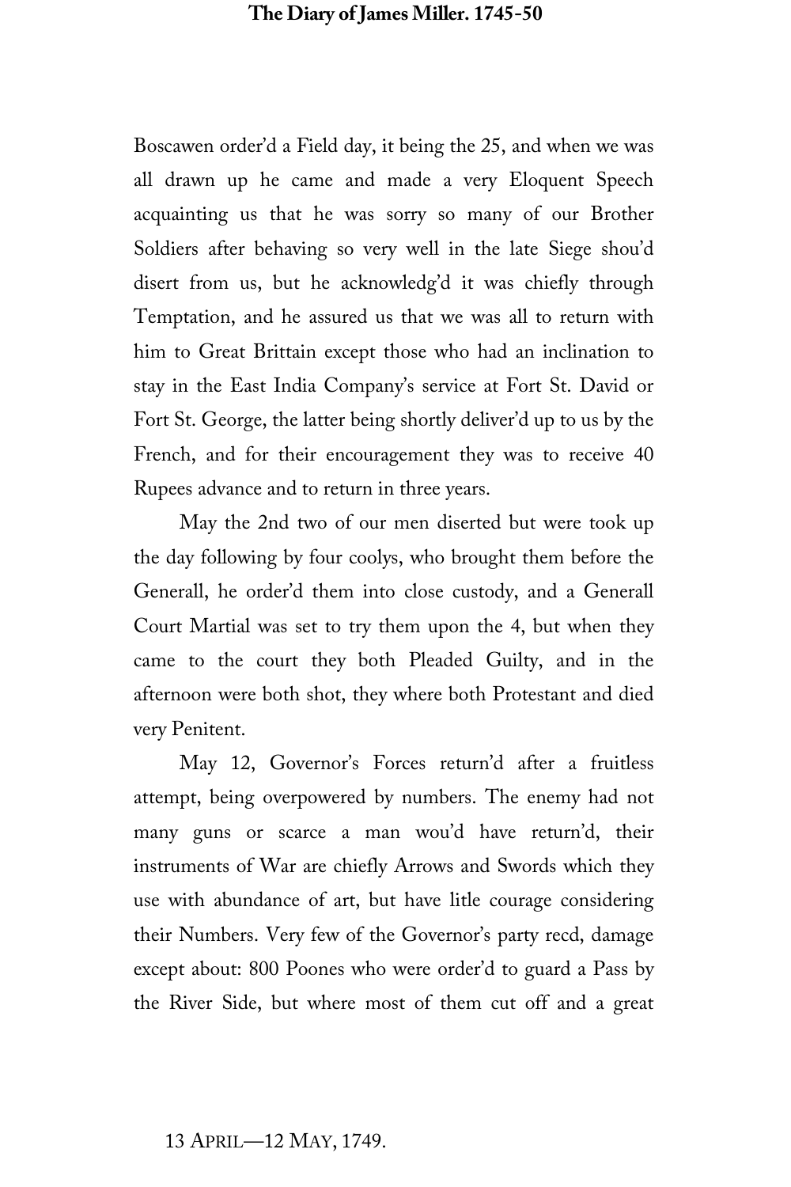Boscawen order'd a Field day, it being the 25, and when we was all drawn up he came and made a very Eloquent Speech acquainting us that he was sorry so many of our Brother Soldiers after behaving so very well in the late Siege shou'd disert from us, but he acknowledg'd it was chiefly through Temptation, and he assured us that we was all to return with him to Great Brittain except those who had an inclination to stay in the East India Company's service at Fort St. David or Fort St. George, the latter being shortly deliver'd up to us by the French, and for their encouragement they was to receive 40 Rupees advance and to return in three years.

May the 2nd two of our men diserted but were took up the day following by four coolys, who brought them before the Generall, he order'd them into close custody, and a Generall Court Martial was set to try them upon the 4, but when they came to the court they both Pleaded Guilty, and in the afternoon were both shot, they where both Protestant and died very Penitent.

May 12, Governor's Forces return'd after a fruitless attempt, being overpowered by numbers. The enemy had not many guns or scarce a man wou'd have return'd, their instruments of War are chiefly Arrows and Swords which they use with abundance of art, but have litle courage considering their Numbers. Very few of the Governor's party recd, damage except about: 800 Poones who were order'd to guard a Pass by the River Side, but where most of them cut off and a great

13 April—12 May, 1749.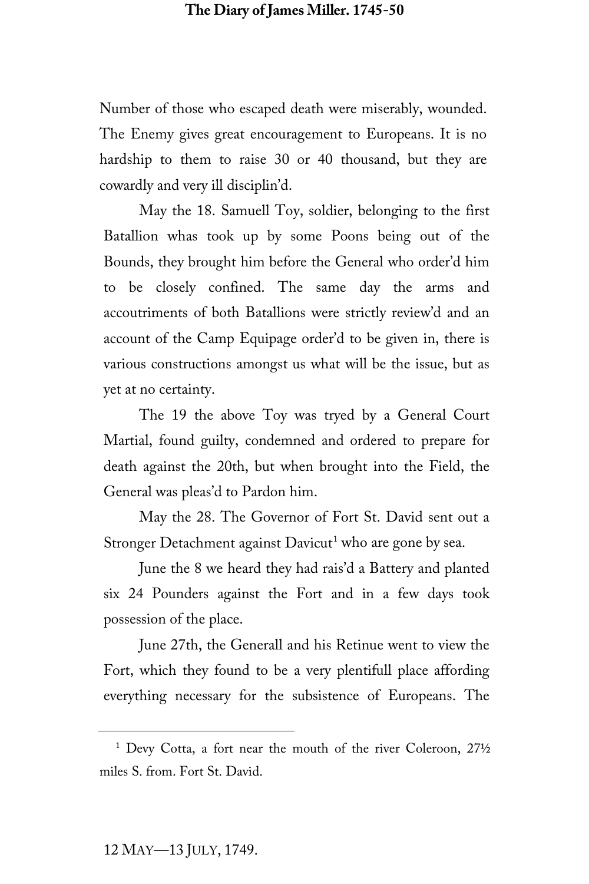Number of those who escaped death were miserably, wounded. The Enemy gives great encouragement to Europeans. It is no hardship to them to raise 30 or 40 thousand, but they are cowardly and very ill disciplin'd.

May the 18. Samuell Toy, soldier, belonging to the first Batallion whas took up by some Poons being out of the Bounds, they brought him before the General who order'd him to be closely confined. The same day the arms and accoutriments of both Batallions were strictly review'd and an account of the Camp Equipage order'd to be given in, there is various constructions amongst us what will be the issue, but as yet at no certainty.

The 19 the above Toy was tryed by a General Court Martial, found guilty, condemned and ordered to prepare for death against the 20th, but when brought into the Field, the General was pleas'd to Pardon him.

May the 28. The Governor of Fort St. David sent out a Stronger Detachment against Davicut[1] who are gone by sea.

June the 8 we heard they had rais'd a Battery and planted six 24 Pounders against the Fort and in a few days took possession of the place.

June 27th, the Generall and his Retinue went to view the Fort, which they found to be a very plentifull place affording everything necessary for the subsistence of Europeans. The

[1] Devy Cotta, a fort near the mouth of the river Coleroon, 27½ miles S. from. Fort St. David.

12 May—13 July, 1749.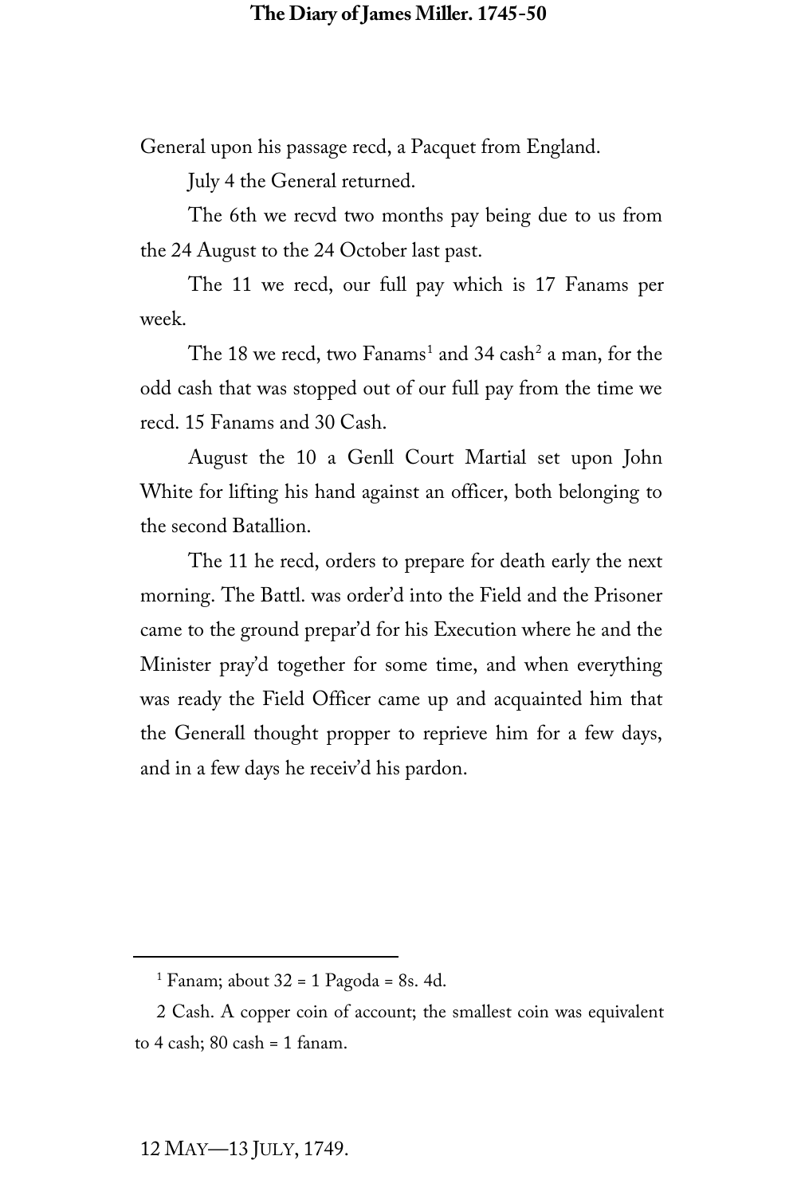General upon his passage recd, a Pacquet from England.

July 4 the General returned.

The 6th we recvd two months pay being due to us from the 24 August to the 24 October last past.

The 11 we recd, our full pay which is 17 Fanams per week.

The 18 we recd, two Fanams[1] and 34 cash[2] a man, for the odd cash that was stopped out of our full pay from the time we recd. 15 Fanams and 30 Cash.

August the 10 a Genll Court Martial set upon John White for lifting his hand against an officer, both belonging to the second Batallion.

The 11 he recd, orders to prepare for death early the next morning. The Battl. was order'd into the Field and the Prisoner came to the ground prepar'd for his Execution where he and the Minister pray'd together for some time, and when everything was ready the Field Officer came up and acquainted him that the Generall thought propper to reprieve him for a few days, and in a few days he receiv'd his pardon.

---

[1] Fanam; about 32 = 1 Pagoda = 8s. 4d.

[2] Cash. A copper coin of account; the smallest coin was equivalent to 4 cash; 80 cash = 1 fanam.

12 May—13 July, 1749.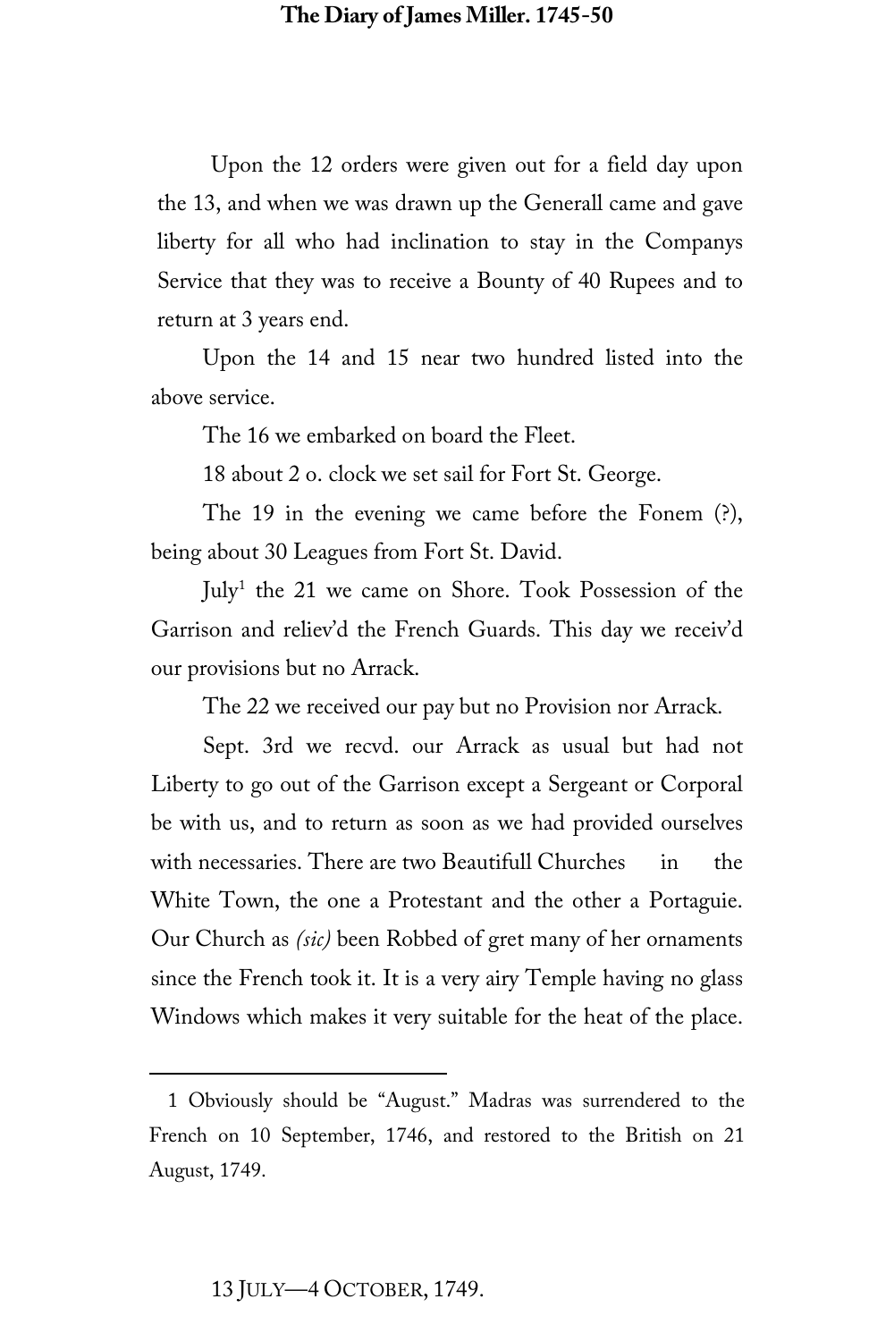Upon the 12 orders were given out for a field day upon the 13, and when we was drawn up the Generall came and gave liberty for all who had inclination to stay in the Companys Service that they was to receive a Bounty of 40 Rupees and to return at 3 years end.

Upon the 14 and 15 near two hundred listed into the above service.

The 16 we embarked on board the Fleet.

18 about 2 o. clock we set sail for Fort St. George.

The 19 in the evening we came before the Fonem (?), being about 30 Leagues from Fort St. David.

July[1] the 21 we came on Shore. Took Possession of the Garrison and reliev'd the French Guards. This day we receiv'd our provisions but no Arrack.

The 22 we received our pay but no Provision nor Arrack.

Sept. 3rd we recvd. our Arrack as usual but had not Liberty to go out of the Garrison except a Sergeant or Corporal be with us, and to return as soon as we had provided ourselves with necessaries. There are two Beautifull Churches in the White Town, the one a Protestant and the other a Portaguie. Our Church as *(sic)* been Robbed of gret many of her ornaments since the French took it. It is a very airy Temple having no glass Windows which makes it very suitable for the heat of the place.

---

[1] Obviously should be "August." Madras was surrendered to the French on 10 September, 1746, and restored to the British on 21 August, 1749.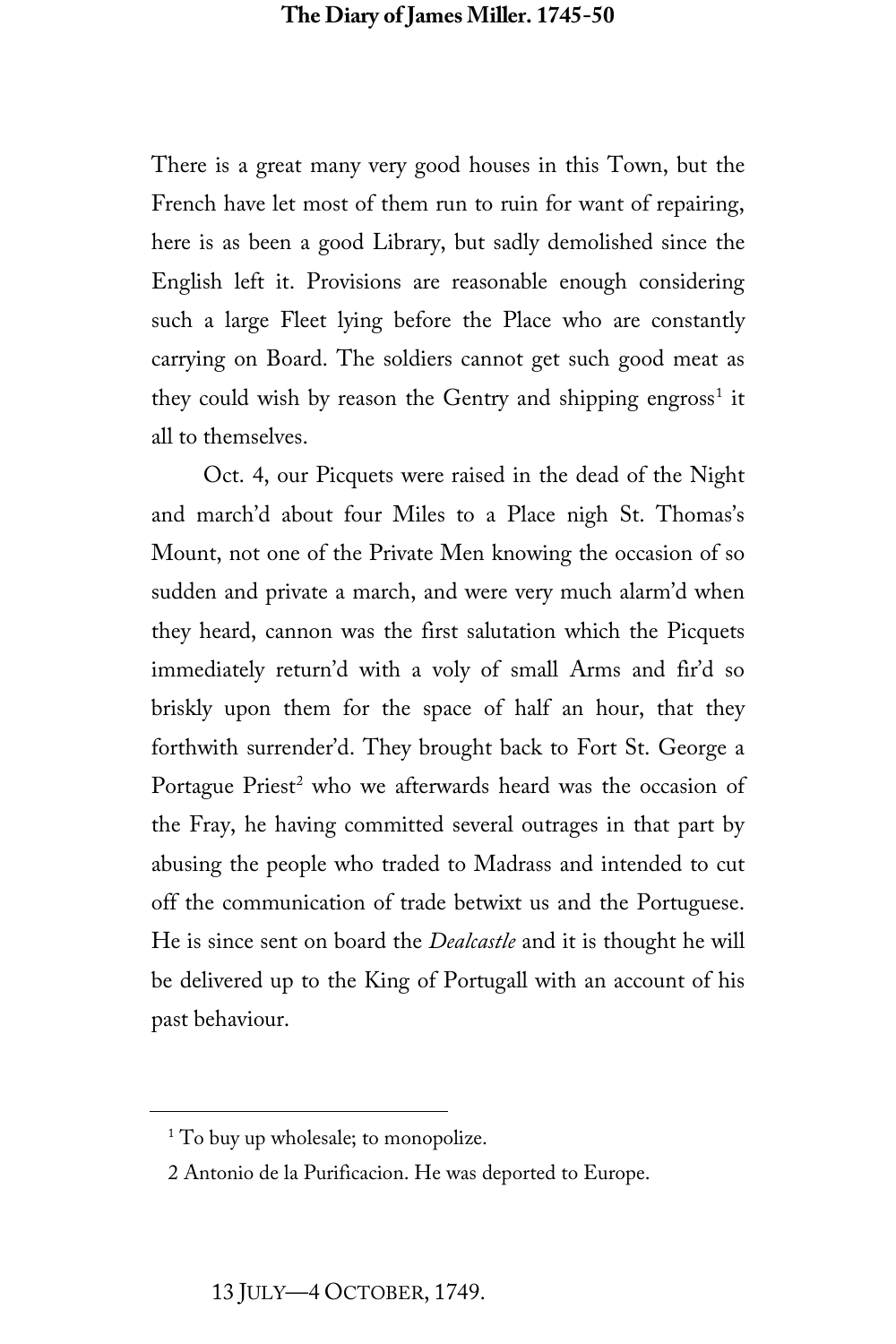There is a great many very good houses in this Town, but the French have let most of them run to ruin for want of repairing, here is as been a good Library, but sadly demolished since the English left it. Provisions are reasonable enough considering such a large Fleet lying before the Place who are constantly carrying on Board. The soldiers cannot get such good meat as they could wish by reason the Gentry and shipping engross[1] it all to themselves.

Oct. 4, our Picquets were raised in the dead of the Night and march'd about four Miles to a Place nigh St. Thomas's Mount, not one of the Private Men knowing the occasion of so sudden and private a march, and were very much alarm'd when they heard, cannon was the first salutation which the Picquets immediately return'd with a voly of small Arms and fir'd so briskly upon them for the space of half an hour, that they forthwith surrender'd. They brought back to Fort St. George a Portague Priest[2] who we afterwards heard was the occasion of the Fray, he having committed several outrages in that part by abusing the people who traded to Madrass and intended to cut off the communication of trade betwixt us and the Portuguese. He is since sent on board the *Dealcastle* and it is thought he will be delivered up to the King of Portugall with an account of his past behaviour.

---

[1] To buy up wholesale; to monopolize.

2 Antonio de la Purificacion. He was deported to Europe.

13 JULY—4 OCTOBER, 1749.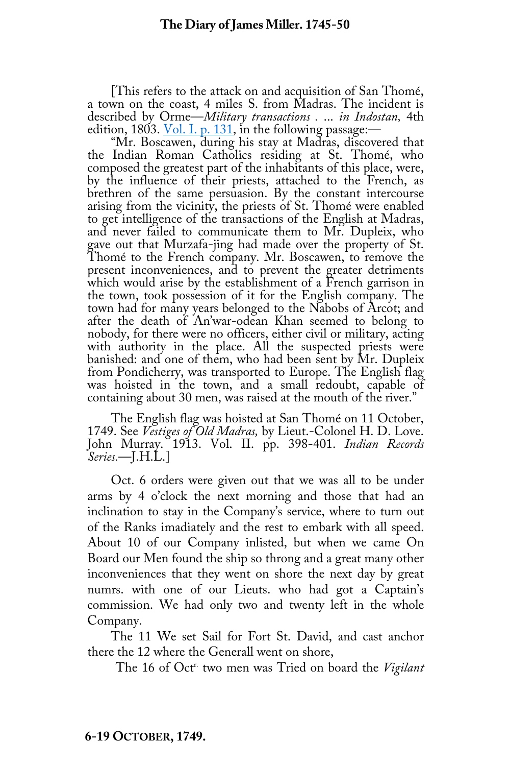[This refers to the attack on and acquisition of San Thomé, a town on the coast, 4 miles S. from Madras. The incident is described by Orme—*Military transactions . ... in Indostan,* 4th edition, 1803. Vol. I. p. 131, in the following passage:—

"Mr. Boscawen, during his stay at Madras, discovered that the Indian Roman Catholics residing at St. Thomé, who composed the greatest part of the inhabitants of this place, were, by the influence of their priests, attached to the French, as brethren of the same persuasion. By the constant intercourse arising from the vicinity, the priests of St. Thomé were enabled to get intelligence of the transactions of the English at Madras, and never failed to communicate them to Mr. Dupleix, who gave out that Murzafa-jing had made over the property of St. Thomé to the French company. Mr. Boscawen, to remove the present inconveniences, and to prevent the greater detriments which would arise by the establishment of a French garrison in the town, took possession of it for the English company. The town had for many years belonged to the Nabobs of Arcot; and after the death of An'war-odean Khan seemed to belong to nobody, for there were no officers, either civil or military, acting with authority in the place. All the suspected priests were banished: and one of them, who had been sent by Mr. Dupleix from Pondicherry, was transported to Europe. The English flag was hoisted in the town, and a small redoubt, capable of containing about 30 men, was raised at the mouth of the river."

The English flag was hoisted at San Thomé on 11 October, 1749. See *Vestiges of Old Madras,* by Lieut.-Colonel H. D. Love. John Murray. 1913. Vol. II. pp. 398-401. *Indian Records Series.*—J.H.L.]

Oct. 6 orders were given out that we was all to be under arms by 4 o'clock the next morning and those that had an inclination to stay in the Company's service, where to turn out of the Ranks imadiately and the rest to embark with all speed. About 10 of our Company inlisted, but when we came On Board our Men found the ship so throng and a great many other inconveniences that they went on shore the next day by great numrs. with one of our Lieuts. who had got a Captain's commission. We had only two and twenty left in the whole Company.

The 11 We set Sail for Fort St. David, and cast anchor there the 12 where the Generall went on shore,

The 16 of Oct[r.] two men was Tried on board the *Vigilant*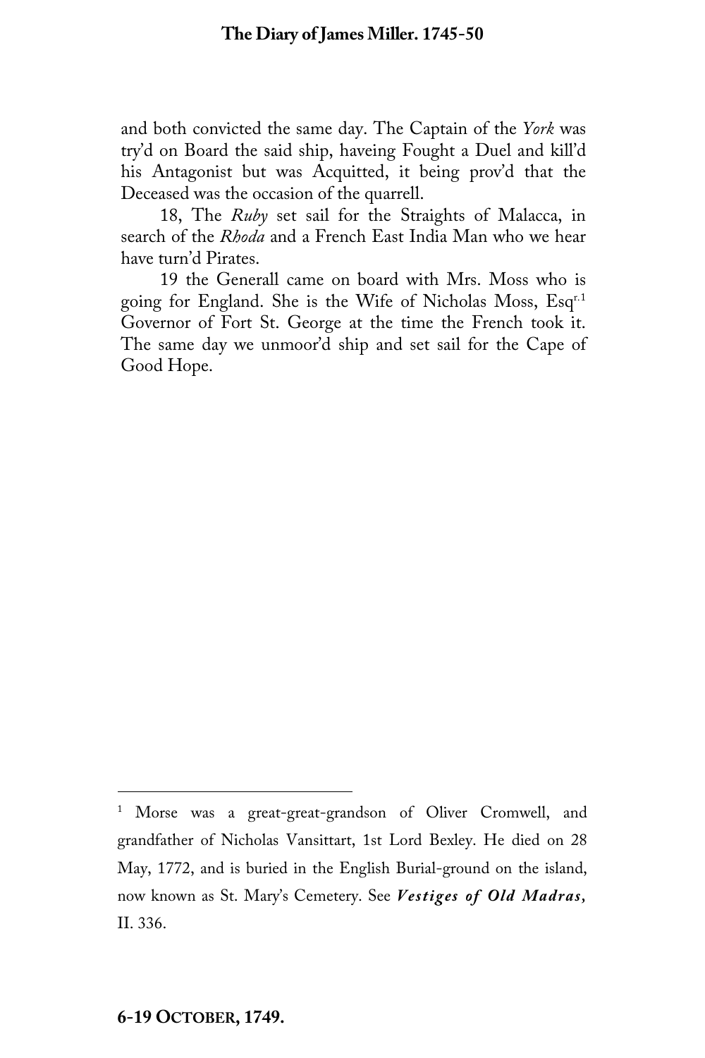and both convicted the same day. The Captain of the *York* was try'd on Board the said ship, haveing Fought a Duel and kill'd his Antagonist but was Acquitted, it being prov'd that the Deceased was the occasion of the quarrell.

18, The *Ruby* set sail for the Straights of Malacca, in search of the *Rhoda* and a French East India Man who we hear have turn'd Pirates.

19 the Generall came on board with Mrs. Moss who is going for England. She is the Wife of Nicholas Moss, Esq^r.[1] Governor of Fort St. George at the time the French took it. The same day we unmoor'd ship and set sail for the Cape of Good Hope.

---

[1] Morse was a great-great-grandson of Oliver Cromwell, and grandfather of Nicholas Vansittart, 1st Lord Bexley. He died on 28 May, 1772, and is buried in the English Burial-ground on the island, now known as St. Mary's Cemetery. See ***Vestiges of Old Madras***, II. 336.

**6-19 October, 1749.**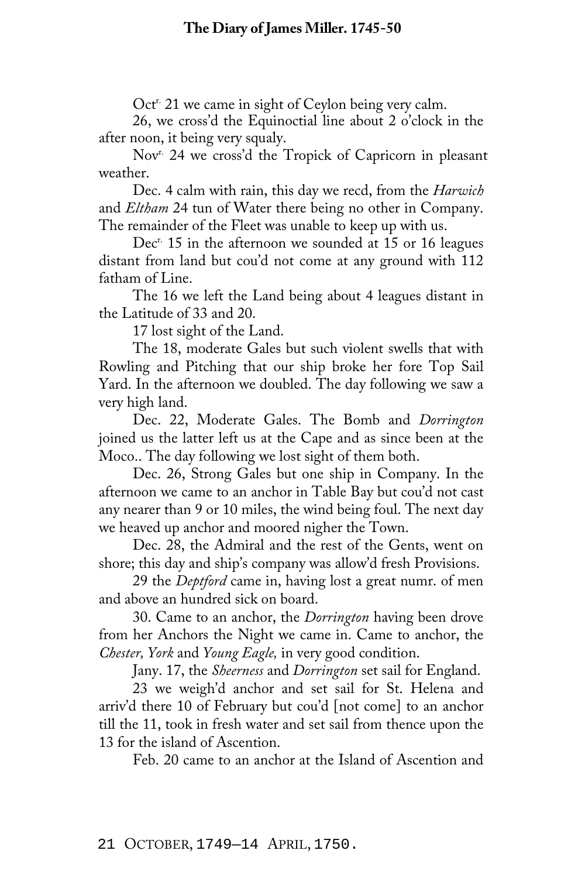Oct[r.] 21 we came in sight of Ceylon being very calm.

26, we cross'd the Equinoctial line about 2 o'clock in the after noon, it being very squaly.

Nov[r.] 24 we cross'd the Tropick of Capricorn in pleasant weather.

Dec. 4 calm with rain, this day we recd, from the *Harwich* and *Eltham* 24 tun of Water there being no other in Company. The remainder of the Fleet was unable to keep up with us.

Dec[r.] 15 in the afternoon we sounded at 15 or 16 leagues distant from land but cou'd not come at any ground with 112 fatham of Line.

The 16 we left the Land being about 4 leagues distant in the Latitude of 33 and 20.

17 lost sight of the Land.

The 18, moderate Gales but such violent swells that with Rowling and Pitching that our ship broke her fore Top Sail Yard. In the afternoon we doubled. The day following we saw a very high land.

Dec. 22, Moderate Gales. The Bomb and *Dorrington* joined us the latter left us at the Cape and as since been at the Moco.. The day following we lost sight of them both.

Dec. 26, Strong Gales but one ship in Company. In the afternoon we came to an anchor in Table Bay but cou'd not cast any nearer than 9 or 10 miles, the wind being foul. The next day we heaved up anchor and moored nigher the Town.

Dec. 28, the Admiral and the rest of the Gents, went on shore; this day and ship's company was allow'd fresh Provisions.

29 the *Deptford* came in, having lost a great numr. of men and above an hundred sick on board.

30. Came to an anchor, the *Dorrington* having been drove from her Anchors the Night we came in. Came to anchor, the *Chester, York* and *Young Eagle,* in very good condition.

Jany. 17, the *Sheerness* and *Dorrington* set sail for England.

23 we weigh'd anchor and set sail for St. Helena and arriv'd there 10 of February but cou'd [not come] to an anchor till the 11, took in fresh water and set sail from thence upon the 13 for the island of Ascention.

Feb. 20 came to an anchor at the Island of Ascention and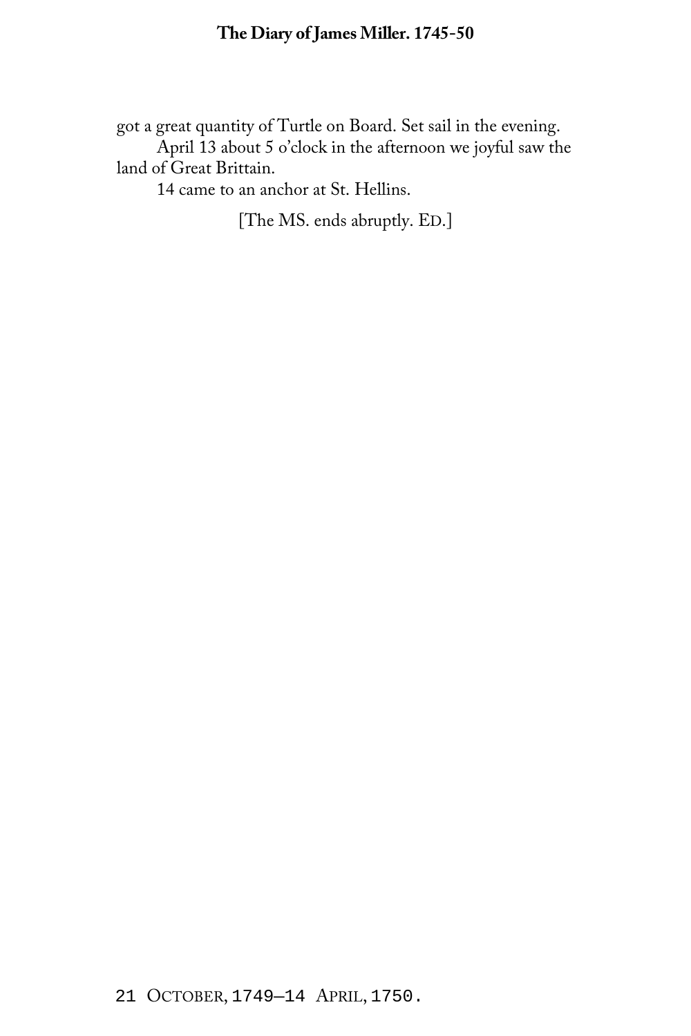got a great quantity of Turtle on Board. Set sail in the evening.

April 13 about 5 o'clock in the afternoon we joyful saw the land of Great Brittain.

14 came to an anchor at St. Hellins.

[The MS. ends abruptly. ED.]

21 OCTOBER, 1749—14 APRIL, 1750.